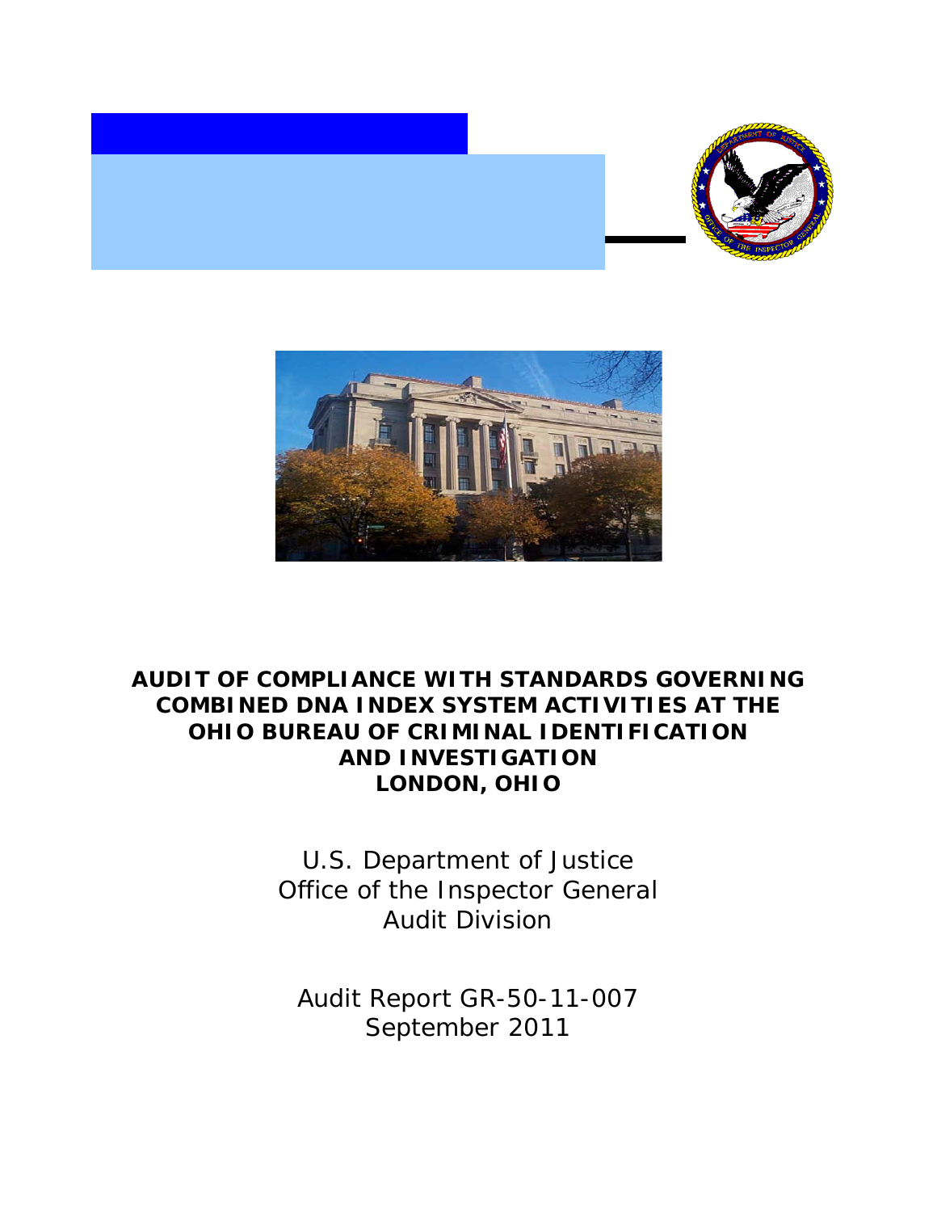# AUDIT OF COMPLIANCE WITH STANDARDS GOVERNING COMBINED DNA INDEX SYSTEM ACTIVITIES AT THE OHIO BUREAU OF CRIMINAL IDENTIFICATION AND INVESTIGATION LONDON, OHIO

U.S. Department of Justice
Office of the Inspector General
Audit Division

Audit Report GR-50-11-007
September 2011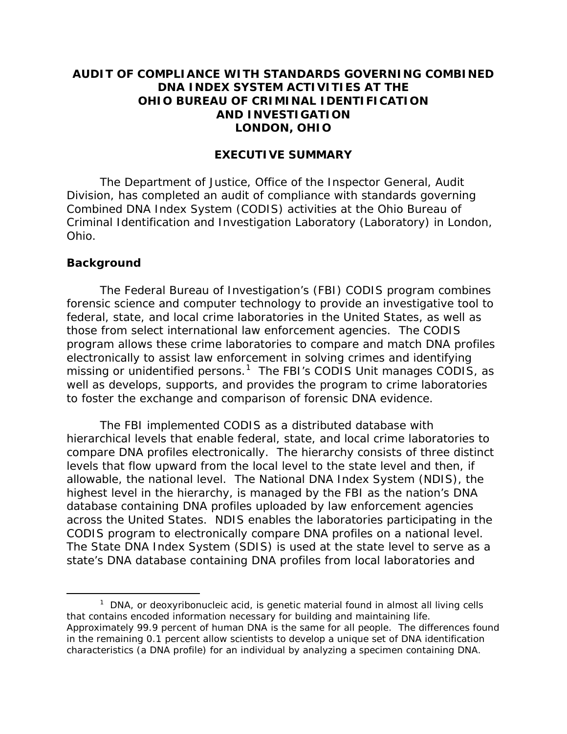# AUDIT OF COMPLIANCE WITH STANDARDS GOVERNING COMBINED DNA INDEX SYSTEM ACTIVITIES AT THE OHIO BUREAU OF CRIMINAL IDENTIFICATION AND INVESTIGATION LONDON, OHIO

## EXECUTIVE SUMMARY

The Department of Justice, Office of the Inspector General, Audit Division, has completed an audit of compliance with standards governing Combined DNA Index System (CODIS) activities at the Ohio Bureau of Criminal Identification and Investigation Laboratory (Laboratory) in London, Ohio.

### Background

The Federal Bureau of Investigation's (FBI) CODIS program combines forensic science and computer technology to provide an investigative tool to federal, state, and local crime laboratories in the United States, as well as those from select international law enforcement agencies. The CODIS program allows these crime laboratories to compare and match DNA profiles electronically to assist law enforcement in solving crimes and identifying missing or unidentified persons.[1] The FBI's CODIS Unit manages CODIS, as well as develops, supports, and provides the program to crime laboratories to foster the exchange and comparison of forensic DNA evidence.

The FBI implemented CODIS as a distributed database with hierarchical levels that enable federal, state, and local crime laboratories to compare DNA profiles electronically. The hierarchy consists of three distinct levels that flow upward from the local level to the state level and then, if allowable, the national level. The National DNA Index System (NDIS), the highest level in the hierarchy, is managed by the FBI as the nation's DNA database containing DNA profiles uploaded by law enforcement agencies across the United States. NDIS enables the laboratories participating in the CODIS program to electronically compare DNA profiles on a national level. The State DNA Index System (SDIS) is used at the state level to serve as a state's DNA database containing DNA profiles from local laboratories and

---

[1] DNA, or deoxyribonucleic acid, is genetic material found in almost all living cells that contains encoded information necessary for building and maintaining life. Approximately 99.9 percent of human DNA is the same for all people. The differences found in the remaining 0.1 percent allow scientists to develop a unique set of DNA identification characteristics (a DNA profile) for an individual by analyzing a specimen containing DNA.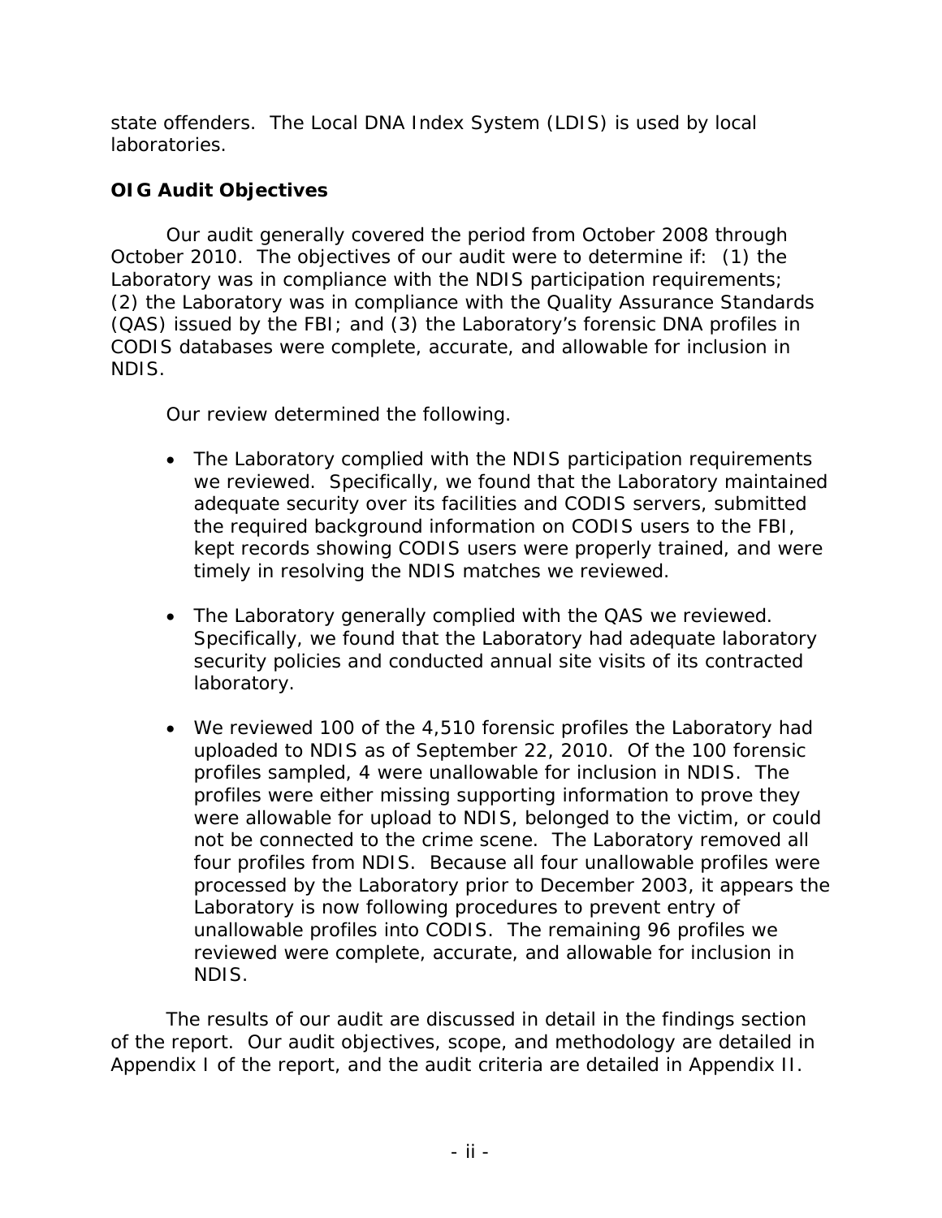state offenders. The Local DNA Index System (LDIS) is used by local laboratories.

## OIG Audit Objectives

Our audit generally covered the period from October 2008 through October 2010. The objectives of our audit were to determine if: (1) the Laboratory was in compliance with the NDIS participation requirements; (2) the Laboratory was in compliance with the Quality Assurance Standards (QAS) issued by the FBI; and (3) the Laboratory's forensic DNA profiles in CODIS databases were complete, accurate, and allowable for inclusion in NDIS.

Our review determined the following.

- The Laboratory complied with the NDIS participation requirements we reviewed. Specifically, we found that the Laboratory maintained adequate security over its facilities and CODIS servers, submitted the required background information on CODIS users to the FBI, kept records showing CODIS users were properly trained, and were timely in resolving the NDIS matches we reviewed.

- The Laboratory generally complied with the QAS we reviewed. Specifically, we found that the Laboratory had adequate laboratory security policies and conducted annual site visits of its contracted laboratory.

- We reviewed 100 of the 4,510 forensic profiles the Laboratory had uploaded to NDIS as of September 22, 2010. Of the 100 forensic profiles sampled, 4 were unallowable for inclusion in NDIS. The profiles were either missing supporting information to prove they were allowable for upload to NDIS, belonged to the victim, or could not be connected to the crime scene. The Laboratory removed all four profiles from NDIS. Because all four unallowable profiles were processed by the Laboratory prior to December 2003, it appears the Laboratory is now following procedures to prevent entry of unallowable profiles into CODIS. The remaining 96 profiles we reviewed were complete, accurate, and allowable for inclusion in NDIS.

The results of our audit are discussed in detail in the findings section of the report. Our audit objectives, scope, and methodology are detailed in Appendix I of the report, and the audit criteria are detailed in Appendix II.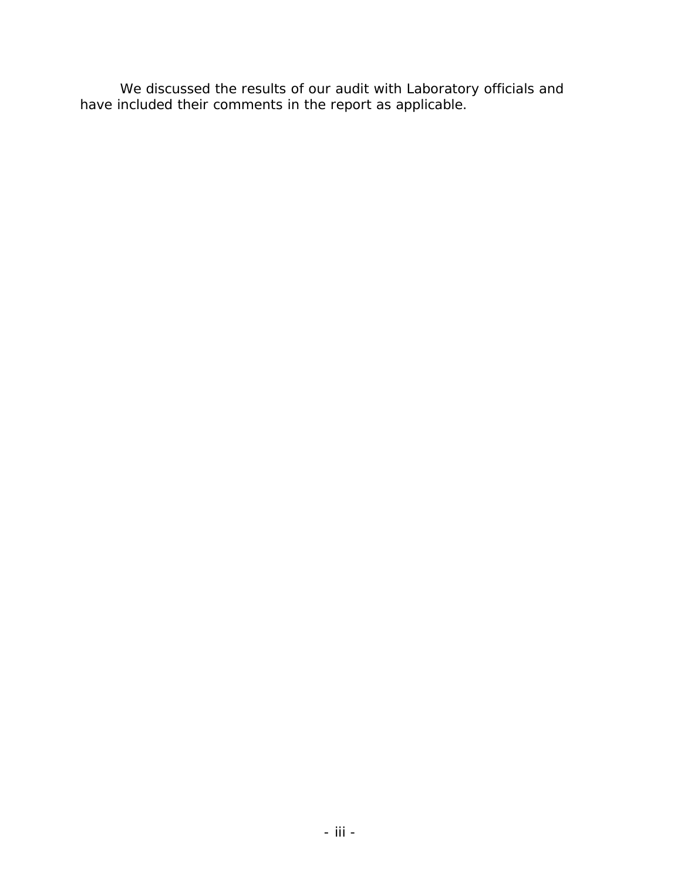We discussed the results of our audit with Laboratory officials and have included their comments in the report as applicable.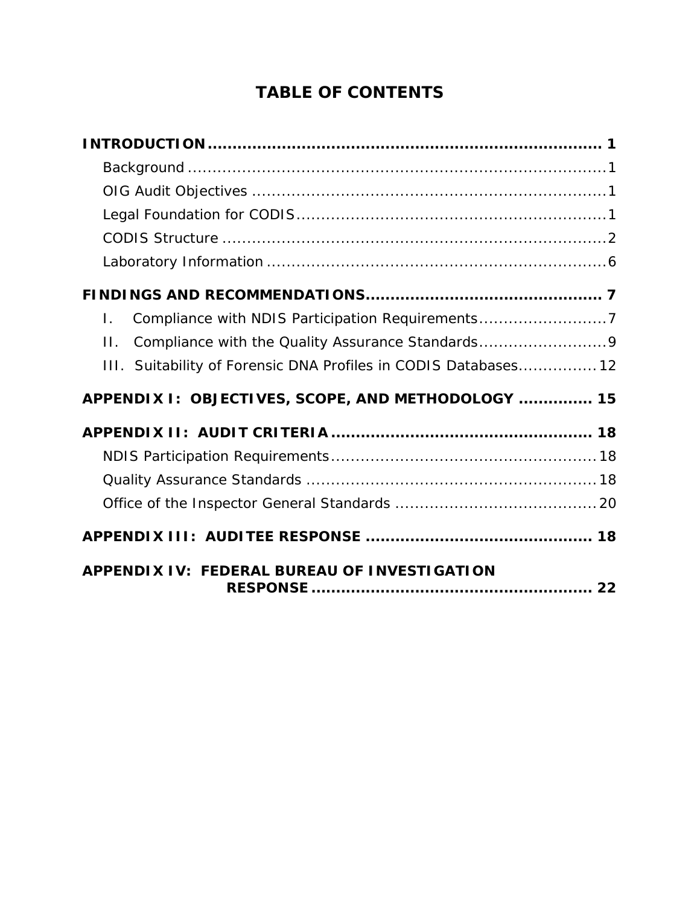# TABLE OF CONTENTS

**INTRODUCTION** ........................................................................ **1**

- Background ........................................................................ 1
- OIG Audit Objectives ........................................................................ 1
- Legal Foundation for CODIS ........................................................................ 1
- CODIS Structure ........................................................................ 2
- Laboratory Information ........................................................................ 6

**FINDINGS AND RECOMMENDATIONS** ........................................................................ **7**

- I. Compliance with NDIS Participation Requirements .......................... 7
- II. Compliance with the Quality Assurance Standards .......................... 9
- III. Suitability of Forensic DNA Profiles in CODIS Databases ................ 12

**APPENDIX I: OBJECTIVES, SCOPE, AND METHODOLOGY** ............... **15**

**APPENDIX II: AUDIT CRITERIA** ........................................................................ **18**

- NDIS Participation Requirements ........................................................................ 18
- Quality Assurance Standards ........................................................................ 18
- Office of the Inspector General Standards ........................................ 20

**APPENDIX III: AUDITEE RESPONSE** ........................................................................ **18**

**APPENDIX IV: FEDERAL BUREAU OF INVESTIGATION RESPONSE** ........................................................................ **22**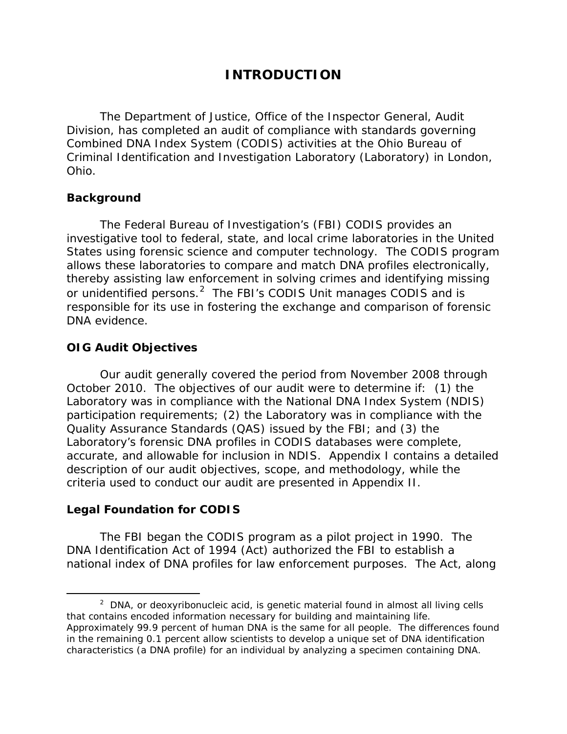# INTRODUCTION

The Department of Justice, Office of the Inspector General, Audit Division, has completed an audit of compliance with standards governing Combined DNA Index System (CODIS) activities at the Ohio Bureau of Criminal Identification and Investigation Laboratory (Laboratory) in London, Ohio.

## Background

The Federal Bureau of Investigation's (FBI) CODIS provides an investigative tool to federal, state, and local crime laboratories in the United States using forensic science and computer technology. The CODIS program allows these laboratories to compare and match DNA profiles electronically, thereby assisting law enforcement in solving crimes and identifying missing or unidentified persons.[2] The FBI's CODIS Unit manages CODIS and is responsible for its use in fostering the exchange and comparison of forensic DNA evidence.

## OIG Audit Objectives

Our audit generally covered the period from November 2008 through October 2010. The objectives of our audit were to determine if: (1) the Laboratory was in compliance with the National DNA Index System (NDIS) participation requirements; (2) the Laboratory was in compliance with the Quality Assurance Standards (QAS) issued by the FBI; and (3) the Laboratory's forensic DNA profiles in CODIS databases were complete, accurate, and allowable for inclusion in NDIS. Appendix I contains a detailed description of our audit objectives, scope, and methodology, while the criteria used to conduct our audit are presented in Appendix II.

## Legal Foundation for CODIS

The FBI began the CODIS program as a pilot project in 1990. The DNA Identification Act of 1994 (Act) authorized the FBI to establish a national index of DNA profiles for law enforcement purposes. The Act, along

[2] DNA, or deoxyribonucleic acid, is genetic material found in almost all living cells that contains encoded information necessary for building and maintaining life. Approximately 99.9 percent of human DNA is the same for all people. The differences found in the remaining 0.1 percent allow scientists to develop a unique set of DNA identification characteristics (a DNA profile) for an individual by analyzing a specimen containing DNA.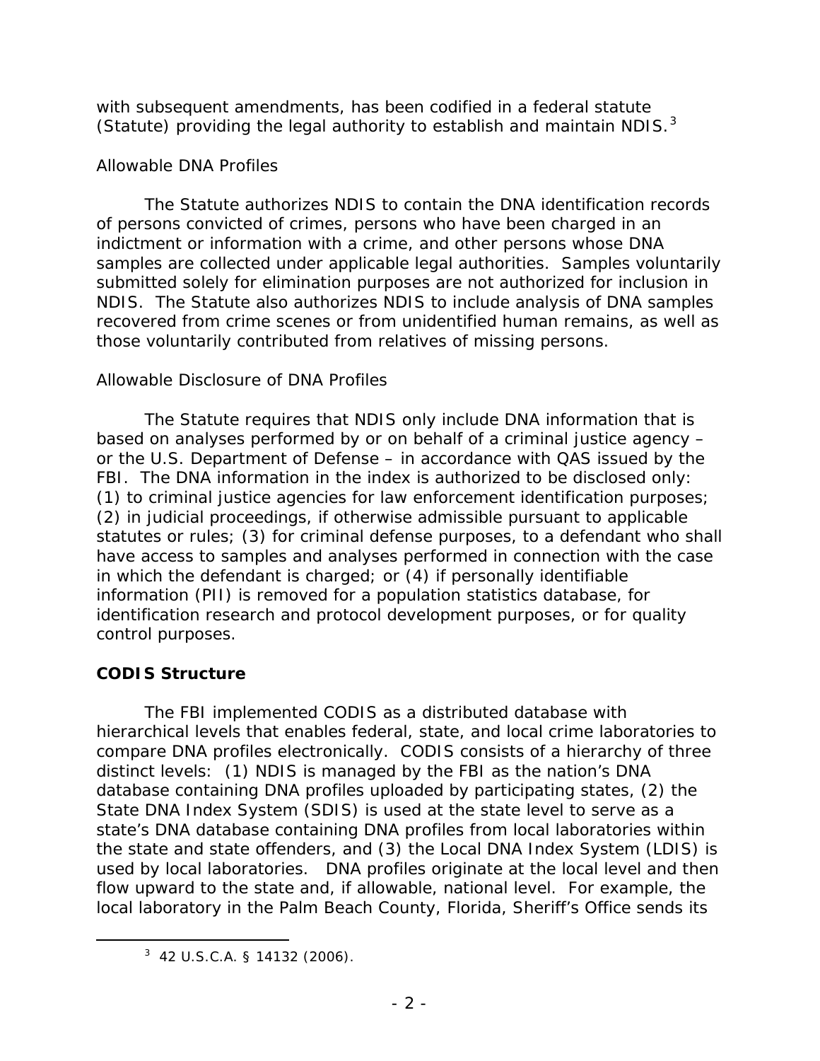with subsequent amendments, has been codified in a federal statute (Statute) providing the legal authority to establish and maintain NDIS.[3]

*Allowable DNA Profiles*

The Statute authorizes NDIS to contain the DNA identification records of persons convicted of crimes, persons who have been charged in an indictment or information with a crime, and other persons whose DNA samples are collected under applicable legal authorities. Samples voluntarily submitted solely for elimination purposes are not authorized for inclusion in NDIS. The Statute also authorizes NDIS to include analysis of DNA samples recovered from crime scenes or from unidentified human remains, as well as those voluntarily contributed from relatives of missing persons.

*Allowable Disclosure of DNA Profiles*

The Statute requires that NDIS only include DNA information that is based on analyses performed by or on behalf of a criminal justice agency – or the U.S. Department of Defense – in accordance with QAS issued by the FBI. The DNA information in the index is authorized to be disclosed only: (1) to criminal justice agencies for law enforcement identification purposes; (2) in judicial proceedings, if otherwise admissible pursuant to applicable statutes or rules; (3) for criminal defense purposes, to a defendant who shall have access to samples and analyses performed in connection with the case in which the defendant is charged; or (4) if personally identifiable information (PII) is removed for a population statistics database, for identification research and protocol development purposes, or for quality control purposes.

**CODIS Structure**

The FBI implemented CODIS as a distributed database with hierarchical levels that enables federal, state, and local crime laboratories to compare DNA profiles electronically. CODIS consists of a hierarchy of three distinct levels: (1) NDIS is managed by the FBI as the nation's DNA database containing DNA profiles uploaded by participating states, (2) the State DNA Index System (SDIS) is used at the state level to serve as a state's DNA database containing DNA profiles from local laboratories within the state and state offenders, and (3) the Local DNA Index System (LDIS) is used by local laboratories. DNA profiles originate at the local level and then flow upward to the state and, if allowable, national level. For example, the local laboratory in the Palm Beach County, Florida, Sheriff's Office sends its

[3] 42 U.S.C.A. § 14132 (2006).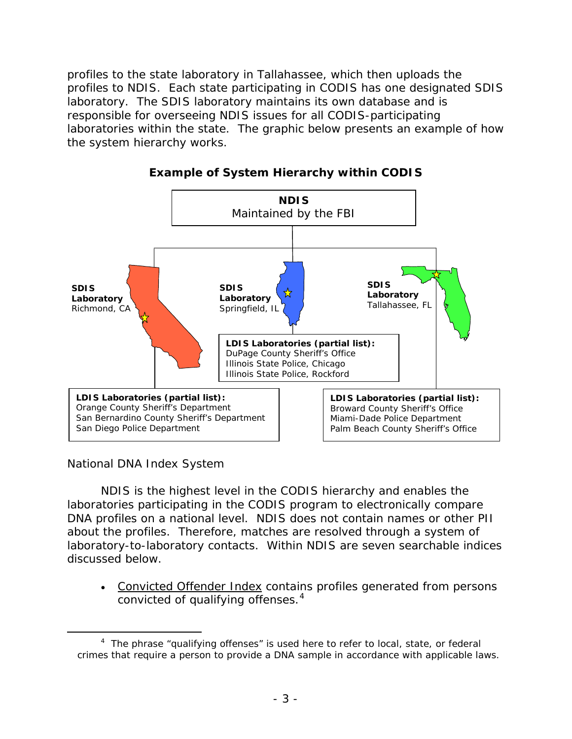profiles to the state laboratory in Tallahassee, which then uploads the profiles to NDIS. Each state participating in CODIS has one designated SDIS laboratory. The SDIS laboratory maintains its own database and is responsible for overseeing NDIS issues for all CODIS-participating laboratories within the state. The graphic below presents an example of how the system hierarchy works.

**Example of System Hierarchy within CODIS**

**NDIS**
Maintained by the FBI

**SDIS Laboratory**
Richmond, CA

**LDIS Laboratories (partial list):**
Orange County Sheriff's Department
San Bernardino County Sheriff's Department
San Diego Police Department

**SDIS Laboratory**
Springfield, IL

**LDIS Laboratories (partial list):**
DuPage County Sheriff's Office
Illinois State Police, Chicago
Illinois State Police, Rockford

**SDIS Laboratory**
Tallahassee, FL

**LDIS Laboratories (partial list):**
Broward County Sheriff's Office
Miami-Dade Police Department
Palm Beach County Sheriff's Office

National DNA Index System

NDIS is the highest level in the CODIS hierarchy and enables the laboratories participating in the CODIS program to electronically compare DNA profiles on a national level. NDIS does not contain names or other PII about the profiles. Therefore, matches are resolved through a system of laboratory-to-laboratory contacts. Within NDIS are seven searchable indices discussed below.

- Convicted Offender Index contains profiles generated from persons convicted of qualifying offenses.[4]

[4] The phrase "qualifying offenses" is used here to refer to local, state, or federal crimes that require a person to provide a DNA sample in accordance with applicable laws.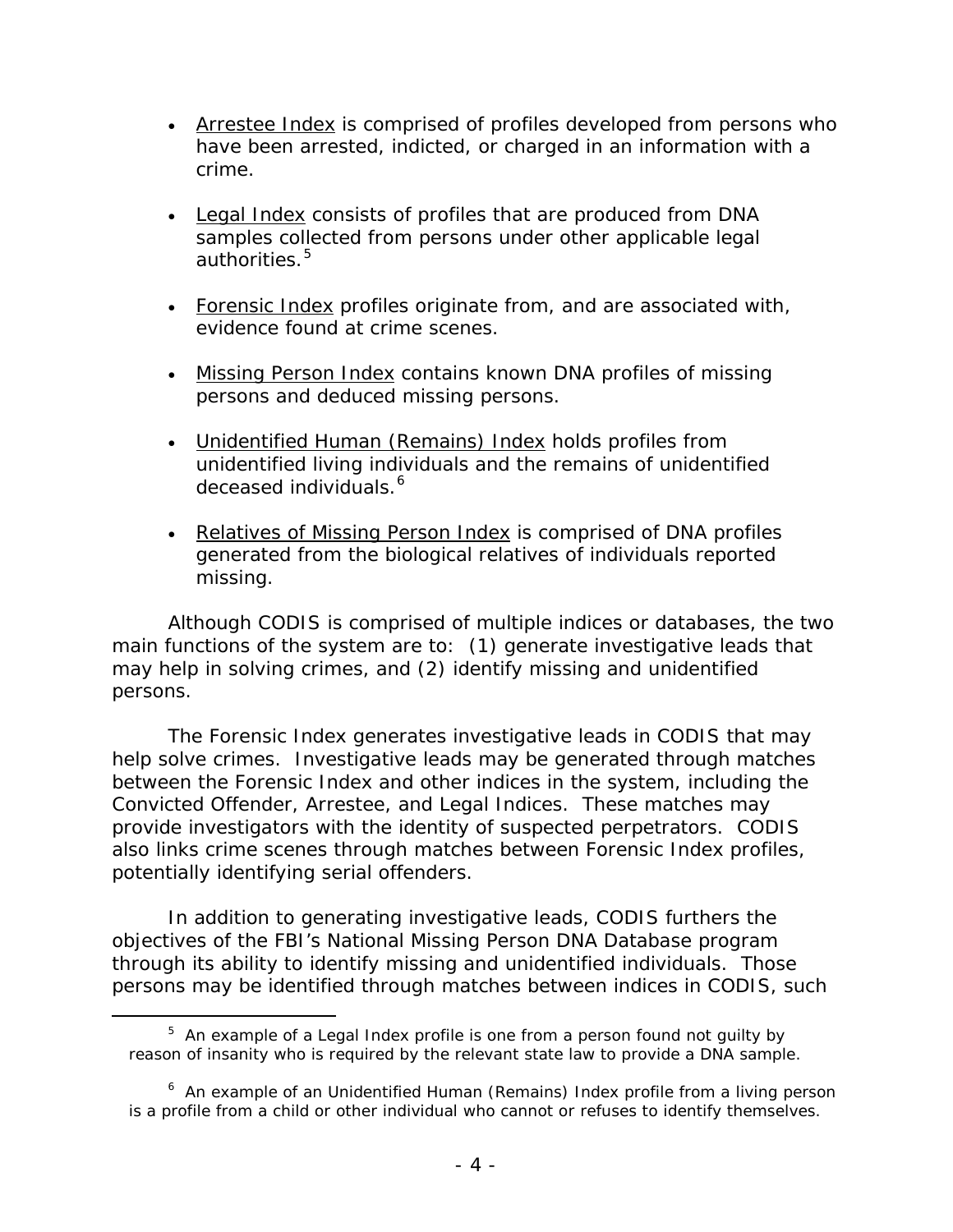- Arrestee Index is comprised of profiles developed from persons who have been arrested, indicted, or charged in an information with a crime.

- Legal Index consists of profiles that are produced from DNA samples collected from persons under other applicable legal authorities.[5]

- Forensic Index profiles originate from, and are associated with, evidence found at crime scenes.

- Missing Person Index contains known DNA profiles of missing persons and deduced missing persons.

- Unidentified Human (Remains) Index holds profiles from unidentified living individuals and the remains of unidentified deceased individuals.[6]

- Relatives of Missing Person Index is comprised of DNA profiles generated from the biological relatives of individuals reported missing.

Although CODIS is comprised of multiple indices or databases, the two main functions of the system are to: (1) generate investigative leads that may help in solving crimes, and (2) identify missing and unidentified persons.

The Forensic Index generates investigative leads in CODIS that may help solve crimes. Investigative leads may be generated through matches between the Forensic Index and other indices in the system, including the Convicted Offender, Arrestee, and Legal Indices. These matches may provide investigators with the identity of suspected perpetrators. CODIS also links crime scenes through matches between Forensic Index profiles, potentially identifying serial offenders.

In addition to generating investigative leads, CODIS furthers the objectives of the FBI's National Missing Person DNA Database program through its ability to identify missing and unidentified individuals. Those persons may be identified through matches between indices in CODIS, such

---

[5] An example of a Legal Index profile is one from a person found not guilty by reason of insanity who is required by the relevant state law to provide a DNA sample.

[6] An example of an Unidentified Human (Remains) Index profile from a living person is a profile from a child or other individual who cannot or refuses to identify themselves.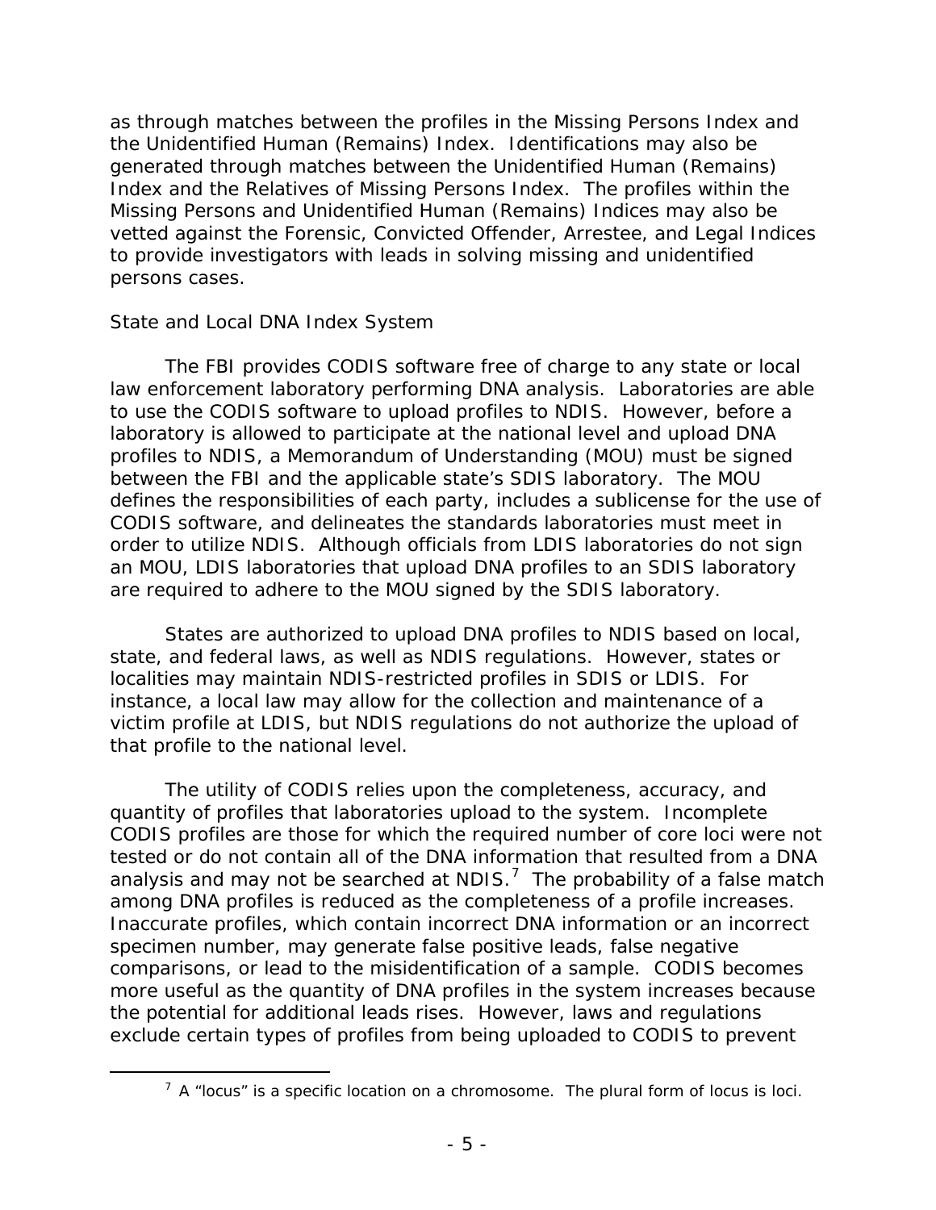as through matches between the profiles in the Missing Persons Index and the Unidentified Human (Remains) Index. Identifications may also be generated through matches between the Unidentified Human (Remains) Index and the Relatives of Missing Persons Index. The profiles within the Missing Persons and Unidentified Human (Remains) Indices may also be vetted against the Forensic, Convicted Offender, Arrestee, and Legal Indices to provide investigators with leads in solving missing and unidentified persons cases.

*State and Local DNA Index System*

The FBI provides CODIS software free of charge to any state or local law enforcement laboratory performing DNA analysis. Laboratories are able to use the CODIS software to upload profiles to NDIS. However, before a laboratory is allowed to participate at the national level and upload DNA profiles to NDIS, a Memorandum of Understanding (MOU) must be signed between the FBI and the applicable state's SDIS laboratory. The MOU defines the responsibilities of each party, includes a sublicense for the use of CODIS software, and delineates the standards laboratories must meet in order to utilize NDIS. Although officials from LDIS laboratories do not sign an MOU, LDIS laboratories that upload DNA profiles to an SDIS laboratory are required to adhere to the MOU signed by the SDIS laboratory.

States are authorized to upload DNA profiles to NDIS based on local, state, and federal laws, as well as NDIS regulations. However, states or localities may maintain NDIS-restricted profiles in SDIS or LDIS. For instance, a local law may allow for the collection and maintenance of a victim profile at LDIS, but NDIS regulations do not authorize the upload of that profile to the national level.

The utility of CODIS relies upon the completeness, accuracy, and quantity of profiles that laboratories upload to the system. Incomplete CODIS profiles are those for which the required number of core loci were not tested or do not contain all of the DNA information that resulted from a DNA analysis and may not be searched at NDIS.[7] The probability of a false match among DNA profiles is reduced as the completeness of a profile increases. Inaccurate profiles, which contain incorrect DNA information or an incorrect specimen number, may generate false positive leads, false negative comparisons, or lead to the misidentification of a sample. CODIS becomes more useful as the quantity of DNA profiles in the system increases because the potential for additional leads rises. However, laws and regulations exclude certain types of profiles from being uploaded to CODIS to prevent

[7] A "locus" is a specific location on a chromosome. The plural form of locus is loci.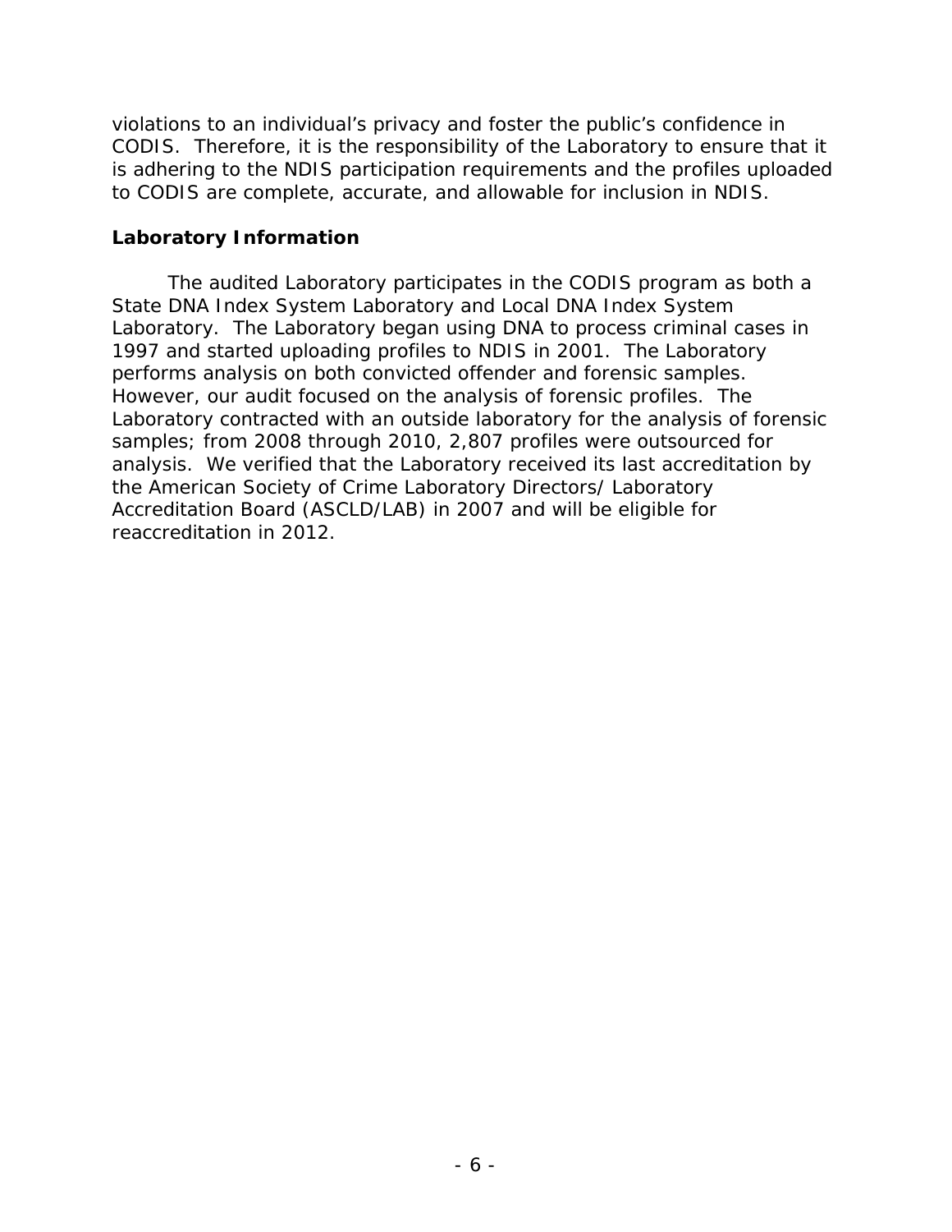violations to an individual's privacy and foster the public's confidence in CODIS. Therefore, it is the responsibility of the Laboratory to ensure that it is adhering to the NDIS participation requirements and the profiles uploaded to CODIS are complete, accurate, and allowable for inclusion in NDIS.

**Laboratory Information**

The audited Laboratory participates in the CODIS program as both a State DNA Index System Laboratory and Local DNA Index System Laboratory. The Laboratory began using DNA to process criminal cases in 1997 and started uploading profiles to NDIS in 2001. The Laboratory performs analysis on both convicted offender and forensic samples. However, our audit focused on the analysis of forensic profiles. The Laboratory contracted with an outside laboratory for the analysis of forensic samples; from 2008 through 2010, 2,807 profiles were outsourced for analysis. We verified that the Laboratory received its last accreditation by the American Society of Crime Laboratory Directors/ Laboratory Accreditation Board (ASCLD/LAB) in 2007 and will be eligible for reaccreditation in 2012.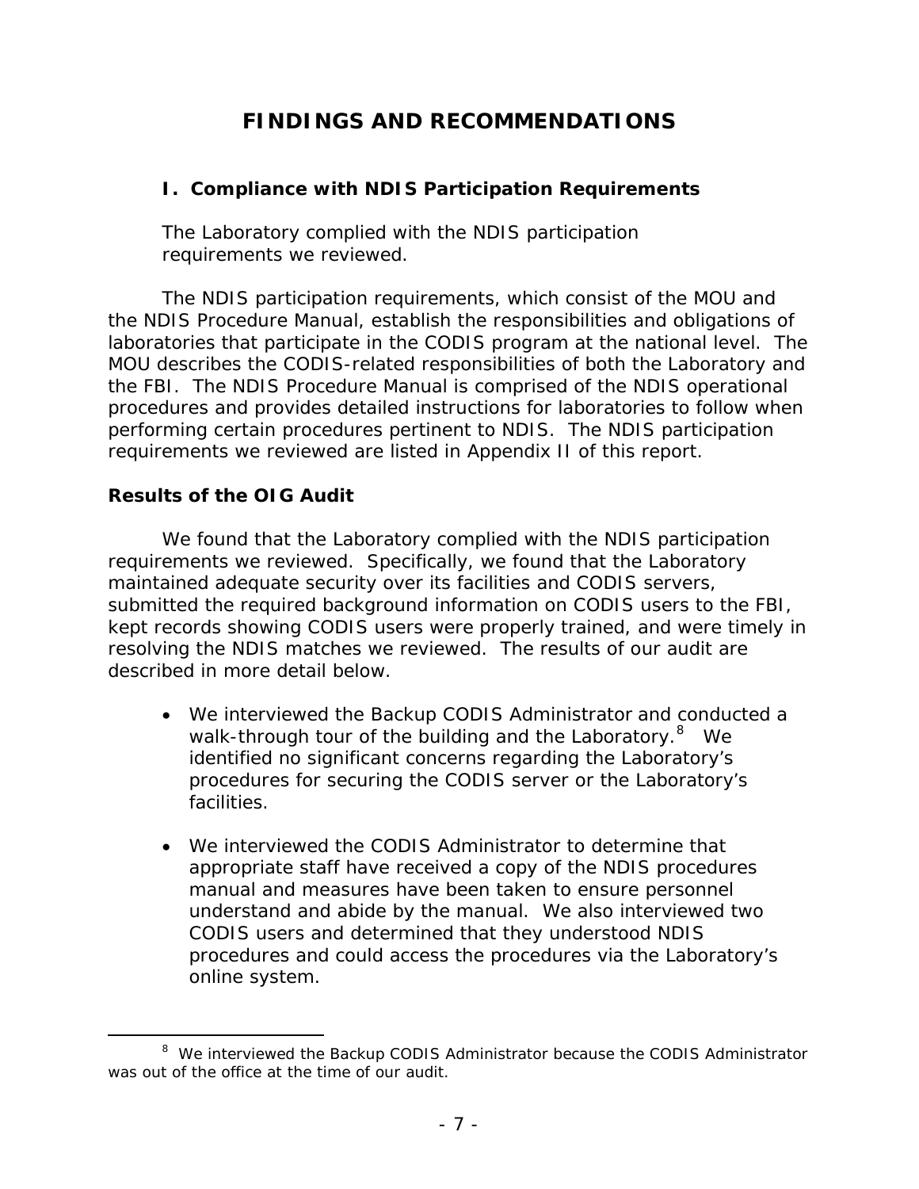# FINDINGS AND RECOMMENDATIONS

## I. Compliance with NDIS Participation Requirements

The Laboratory complied with the NDIS participation requirements we reviewed.

The NDIS participation requirements, which consist of the MOU and the NDIS Procedure Manual, establish the responsibilities and obligations of laboratories that participate in the CODIS program at the national level. The MOU describes the CODIS-related responsibilities of both the Laboratory and the FBI. The NDIS Procedure Manual is comprised of the NDIS operational procedures and provides detailed instructions for laboratories to follow when performing certain procedures pertinent to NDIS. The NDIS participation requirements we reviewed are listed in Appendix II of this report.

### Results of the OIG Audit

We found that the Laboratory complied with the NDIS participation requirements we reviewed. Specifically, we found that the Laboratory maintained adequate security over its facilities and CODIS servers, submitted the required background information on CODIS users to the FBI, kept records showing CODIS users were properly trained, and were timely in resolving the NDIS matches we reviewed. The results of our audit are described in more detail below.

- We interviewed the Backup CODIS Administrator and conducted a walk-through tour of the building and the Laboratory.[8] We identified no significant concerns regarding the Laboratory's procedures for securing the CODIS server or the Laboratory's facilities.

- We interviewed the CODIS Administrator to determine that appropriate staff have received a copy of the NDIS procedures manual and measures have been taken to ensure personnel understand and abide by the manual. We also interviewed two CODIS users and determined that they understood NDIS procedures and could access the procedures via the Laboratory's online system.

---

[8] We interviewed the Backup CODIS Administrator because the CODIS Administrator was out of the office at the time of our audit.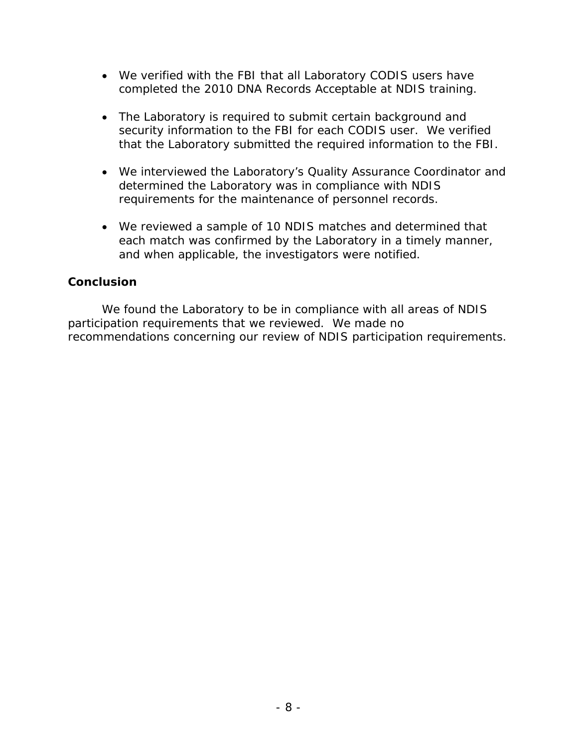- We verified with the FBI that all Laboratory CODIS users have completed the 2010 DNA Records Acceptable at NDIS training.

- The Laboratory is required to submit certain background and security information to the FBI for each CODIS user. We verified that the Laboratory submitted the required information to the FBI.

- We interviewed the Laboratory's Quality Assurance Coordinator and determined the Laboratory was in compliance with NDIS requirements for the maintenance of personnel records.

- We reviewed a sample of 10 NDIS matches and determined that each match was confirmed by the Laboratory in a timely manner, and when applicable, the investigators were notified.

**Conclusion**

We found the Laboratory to be in compliance with all areas of NDIS participation requirements that we reviewed. We made no recommendations concerning our review of NDIS participation requirements.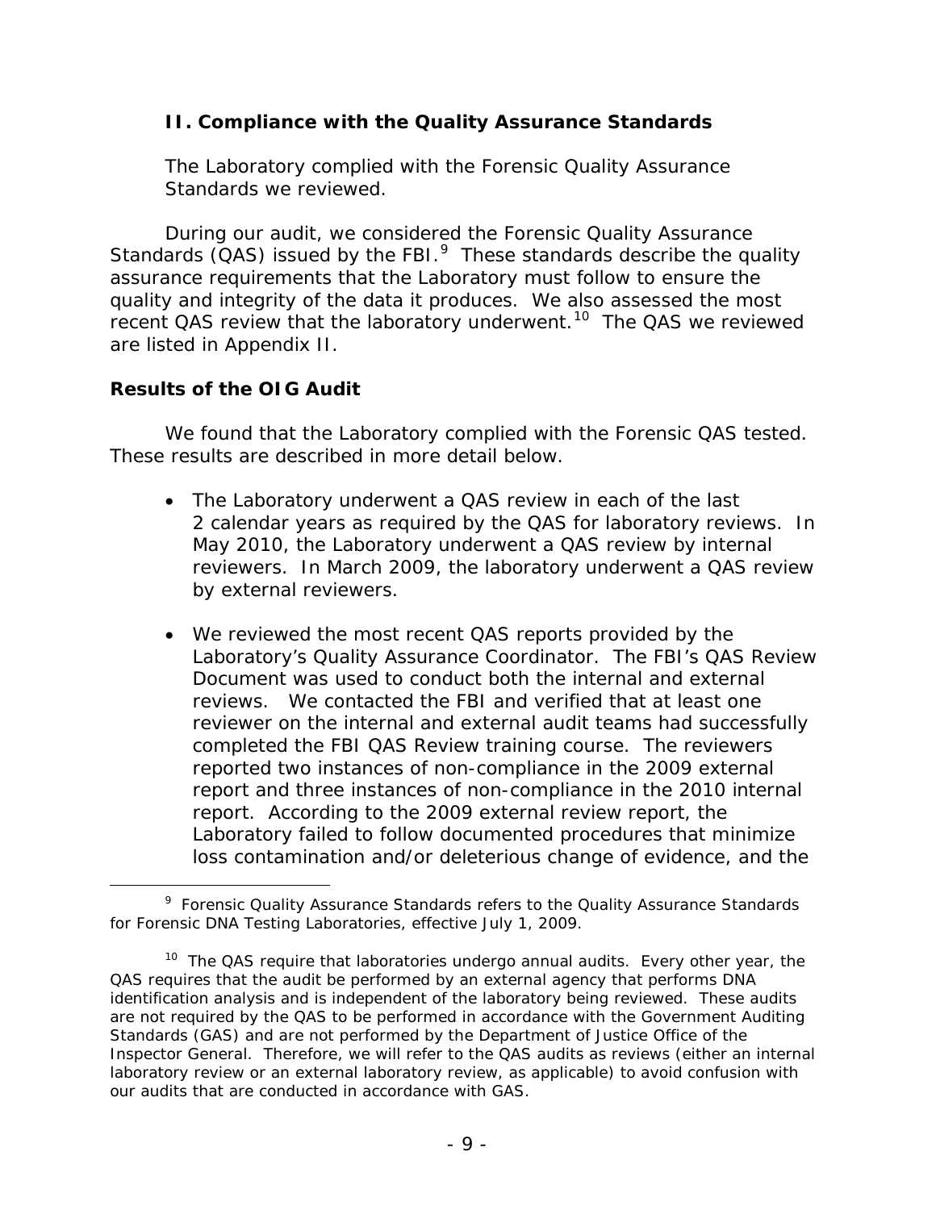## II. Compliance with the Quality Assurance Standards

The Laboratory complied with the Forensic Quality Assurance Standards we reviewed.

During our audit, we considered the Forensic Quality Assurance Standards (QAS) issued by the FBI.[9] These standards describe the quality assurance requirements that the Laboratory must follow to ensure the quality and integrity of the data it produces. We also assessed the most recent QAS review that the laboratory underwent.[10] The QAS we reviewed are listed in Appendix II.

### Results of the OIG Audit

We found that the Laboratory complied with the Forensic QAS tested. These results are described in more detail below.

- The Laboratory underwent a QAS review in each of the last 2 calendar years as required by the QAS for laboratory reviews. In May 2010, the Laboratory underwent a QAS review by internal reviewers. In March 2009, the laboratory underwent a QAS review by external reviewers.

- We reviewed the most recent QAS reports provided by the Laboratory's Quality Assurance Coordinator. The FBI's QAS Review Document was used to conduct both the internal and external reviews. We contacted the FBI and verified that at least one reviewer on the internal and external audit teams had successfully completed the FBI QAS Review training course. The reviewers reported two instances of non-compliance in the 2009 external report and three instances of non-compliance in the 2010 internal report. According to the 2009 external review report, the Laboratory failed to follow documented procedures that minimize loss contamination and/or deleterious change of evidence, and the

[9] Forensic Quality Assurance Standards refers to the Quality Assurance Standards for Forensic DNA Testing Laboratories, effective July 1, 2009.

[10] The QAS require that laboratories undergo annual audits. Every other year, the QAS requires that the audit be performed by an external agency that performs DNA identification analysis and is independent of the laboratory being reviewed. These audits are not required by the QAS to be performed in accordance with the Government Auditing Standards (GAS) and are not performed by the Department of Justice Office of the Inspector General. Therefore, we will refer to the QAS audits as reviews (either an internal laboratory review or an external laboratory review, as applicable) to avoid confusion with our audits that are conducted in accordance with GAS.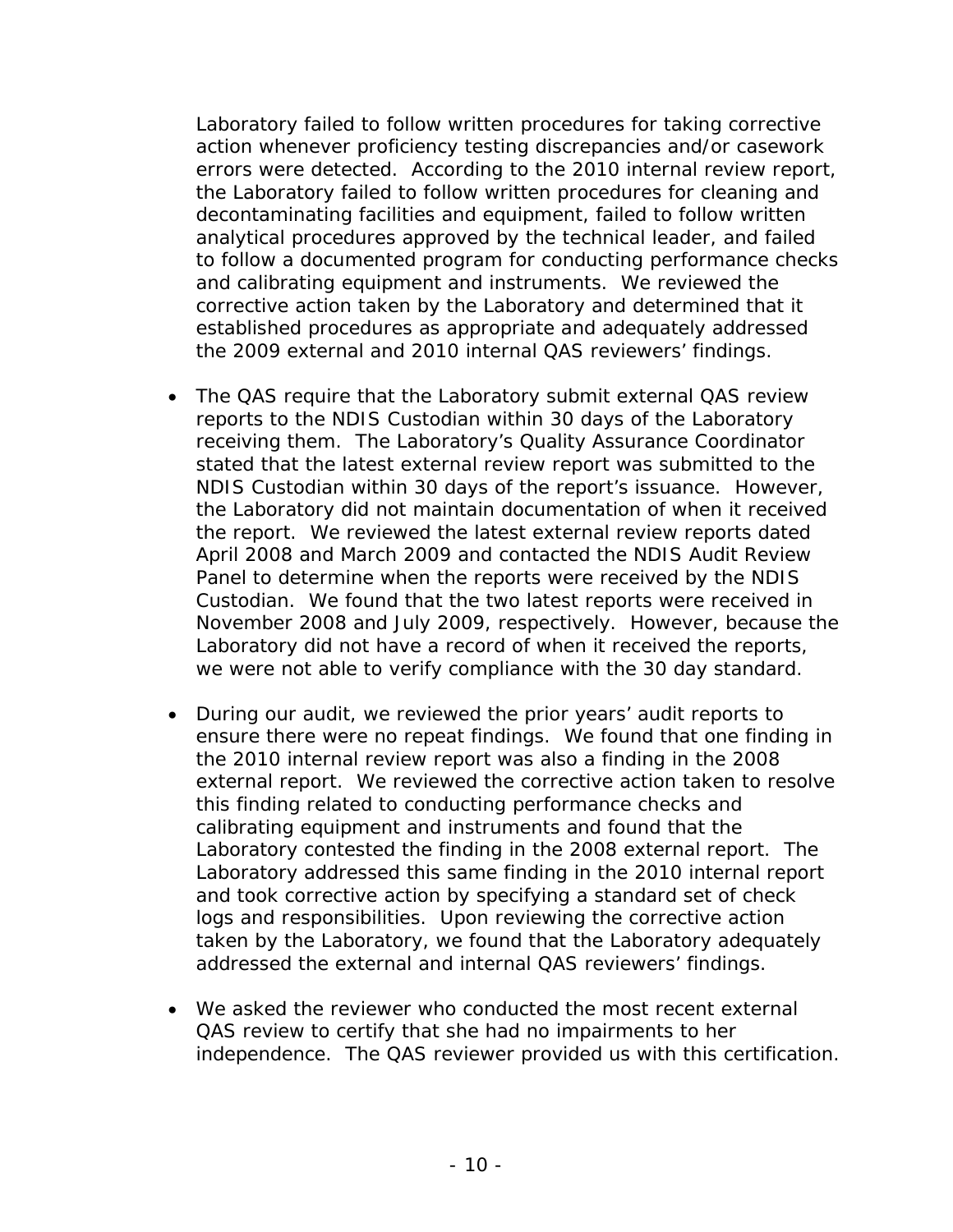Laboratory failed to follow written procedures for taking corrective action whenever proficiency testing discrepancies and/or casework errors were detected. According to the 2010 internal review report, the Laboratory failed to follow written procedures for cleaning and decontaminating facilities and equipment, failed to follow written analytical procedures approved by the technical leader, and failed to follow a documented program for conducting performance checks and calibrating equipment and instruments. We reviewed the corrective action taken by the Laboratory and determined that it established procedures as appropriate and adequately addressed the 2009 external and 2010 internal QAS reviewers' findings.

- The QAS require that the Laboratory submit external QAS review reports to the NDIS Custodian within 30 days of the Laboratory receiving them. The Laboratory's Quality Assurance Coordinator stated that the latest external review report was submitted to the NDIS Custodian within 30 days of the report's issuance. However, the Laboratory did not maintain documentation of when it received the report. We reviewed the latest external review reports dated April 2008 and March 2009 and contacted the NDIS Audit Review Panel to determine when the reports were received by the NDIS Custodian. We found that the two latest reports were received in November 2008 and July 2009, respectively. However, because the Laboratory did not have a record of when it received the reports, we were not able to verify compliance with the 30 day standard.

- During our audit, we reviewed the prior years' audit reports to ensure there were no repeat findings. We found that one finding in the 2010 internal review report was also a finding in the 2008 external report. We reviewed the corrective action taken to resolve this finding related to conducting performance checks and calibrating equipment and instruments and found that the Laboratory contested the finding in the 2008 external report. The Laboratory addressed this same finding in the 2010 internal report and took corrective action by specifying a standard set of check logs and responsibilities. Upon reviewing the corrective action taken by the Laboratory, we found that the Laboratory adequately addressed the external and internal QAS reviewers' findings.

- We asked the reviewer who conducted the most recent external QAS review to certify that she had no impairments to her independence. The QAS reviewer provided us with this certification.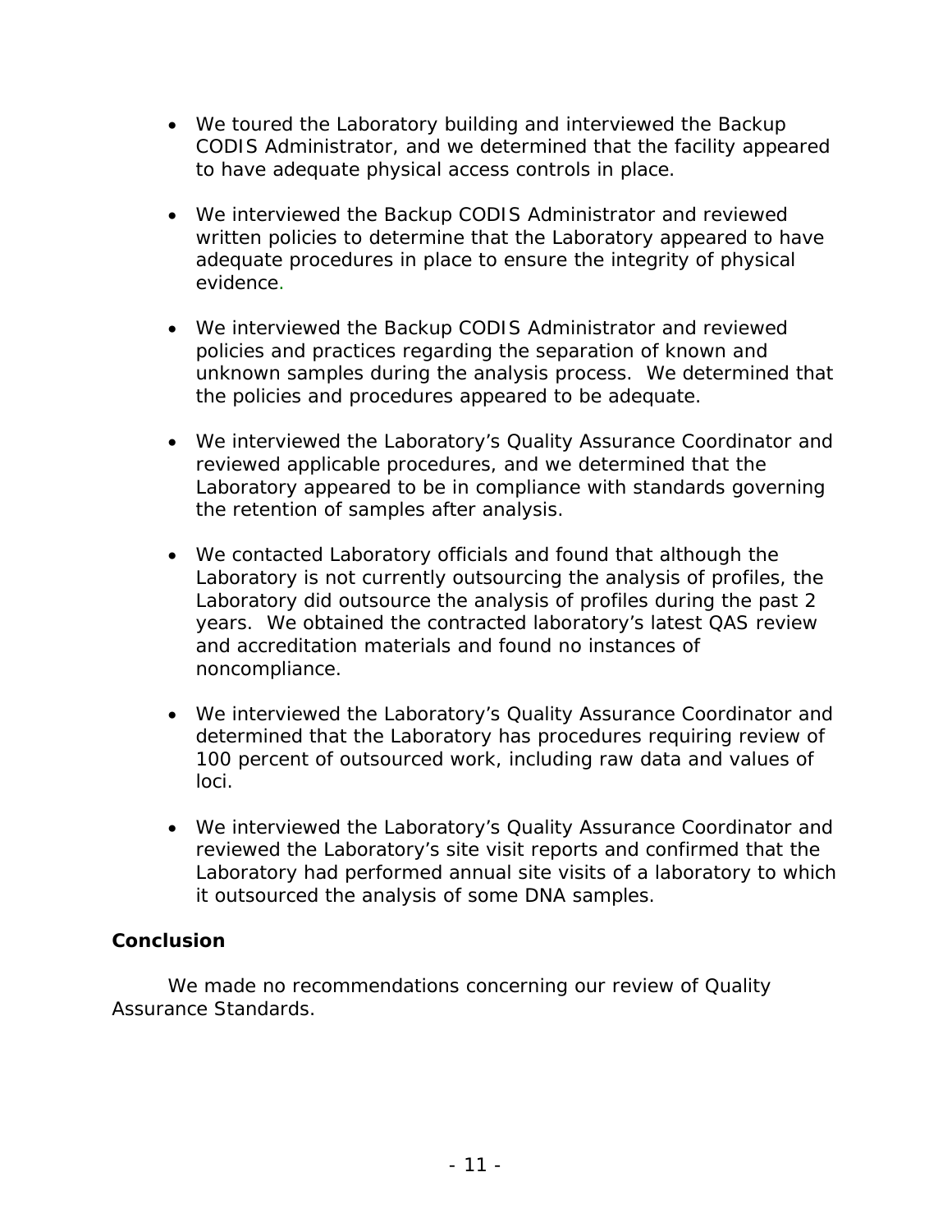- We toured the Laboratory building and interviewed the Backup CODIS Administrator, and we determined that the facility appeared to have adequate physical access controls in place.

- We interviewed the Backup CODIS Administrator and reviewed written policies to determine that the Laboratory appeared to have adequate procedures in place to ensure the integrity of physical evidence.

- We interviewed the Backup CODIS Administrator and reviewed policies and practices regarding the separation of known and unknown samples during the analysis process. We determined that the policies and procedures appeared to be adequate.

- We interviewed the Laboratory's Quality Assurance Coordinator and reviewed applicable procedures, and we determined that the Laboratory appeared to be in compliance with standards governing the retention of samples after analysis.

- We contacted Laboratory officials and found that although the Laboratory is not currently outsourcing the analysis of profiles, the Laboratory did outsource the analysis of profiles during the past 2 years. We obtained the contracted laboratory's latest QAS review and accreditation materials and found no instances of noncompliance.

- We interviewed the Laboratory's Quality Assurance Coordinator and determined that the Laboratory has procedures requiring review of 100 percent of outsourced work, including raw data and values of loci.

- We interviewed the Laboratory's Quality Assurance Coordinator and reviewed the Laboratory's site visit reports and confirmed that the Laboratory had performed annual site visits of a laboratory to which it outsourced the analysis of some DNA samples.

### Conclusion

We made no recommendations concerning our review of Quality Assurance Standards.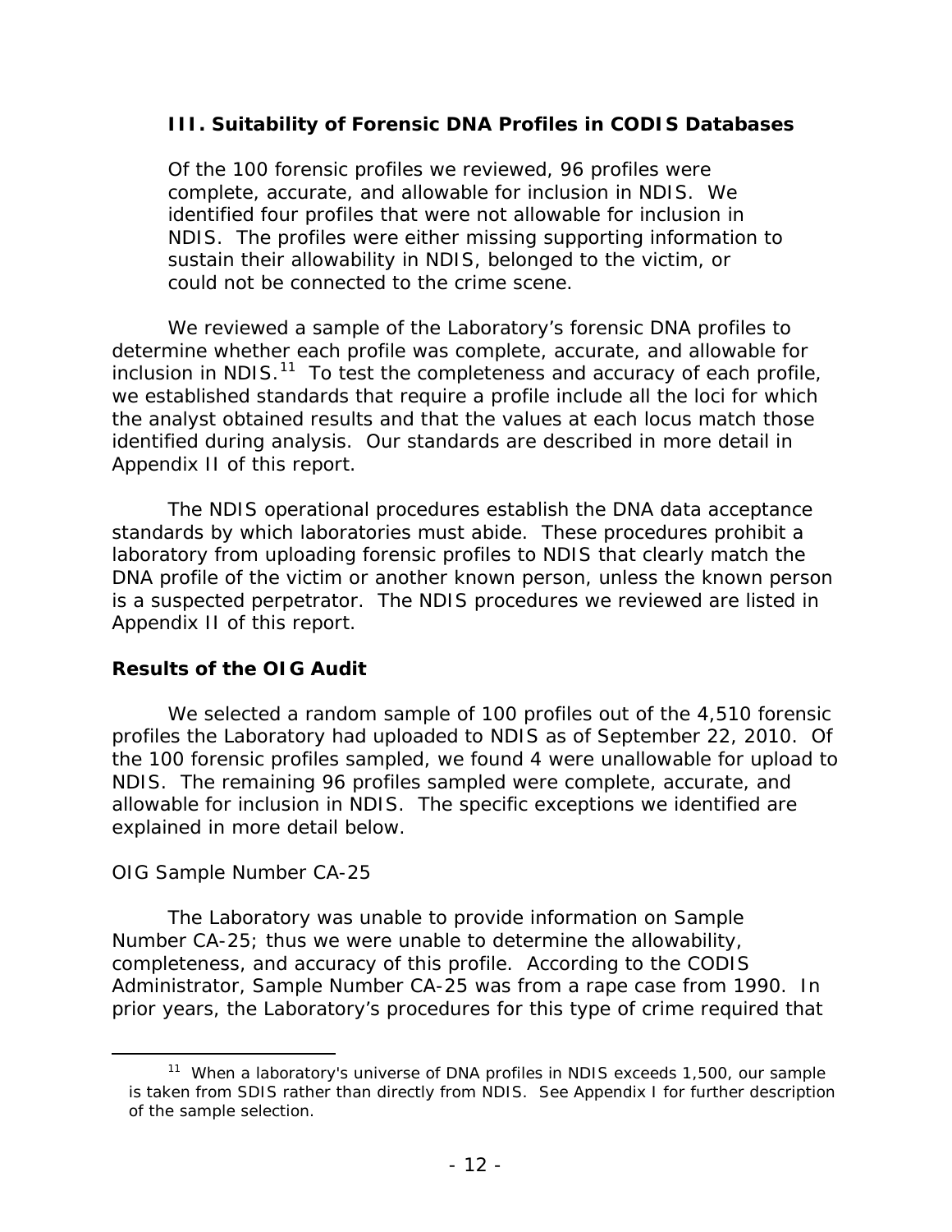### III. Suitability of Forensic DNA Profiles in CODIS Databases

Of the 100 forensic profiles we reviewed, 96 profiles were complete, accurate, and allowable for inclusion in NDIS. We identified four profiles that were not allowable for inclusion in NDIS. The profiles were either missing supporting information to sustain their allowability in NDIS, belonged to the victim, or could not be connected to the crime scene.

We reviewed a sample of the Laboratory's forensic DNA profiles to determine whether each profile was complete, accurate, and allowable for inclusion in NDIS.[11] To test the completeness and accuracy of each profile, we established standards that require a profile include all the loci for which the analyst obtained results and that the values at each locus match those identified during analysis. Our standards are described in more detail in Appendix II of this report.

The NDIS operational procedures establish the DNA data acceptance standards by which laboratories must abide. These procedures prohibit a laboratory from uploading forensic profiles to NDIS that clearly match the DNA profile of the victim or another known person, unless the known person is a suspected perpetrator. The NDIS procedures we reviewed are listed in Appendix II of this report.

**Results of the OIG Audit**

We selected a random sample of 100 profiles out of the 4,510 forensic profiles the Laboratory had uploaded to NDIS as of September 22, 2010. Of the 100 forensic profiles sampled, we found 4 were unallowable for upload to NDIS. The remaining 96 profiles sampled were complete, accurate, and allowable for inclusion in NDIS. The specific exceptions we identified are explained in more detail below.

*OIG Sample Number CA-25*

The Laboratory was unable to provide information on Sample Number CA-25; thus we were unable to determine the allowability, completeness, and accuracy of this profile. According to the CODIS Administrator, Sample Number CA-25 was from a rape case from 1990. In prior years, the Laboratory's procedures for this type of crime required that

---

[11] When a laboratory's universe of DNA profiles in NDIS exceeds 1,500, our sample is taken from SDIS rather than directly from NDIS. See Appendix I for further description of the sample selection.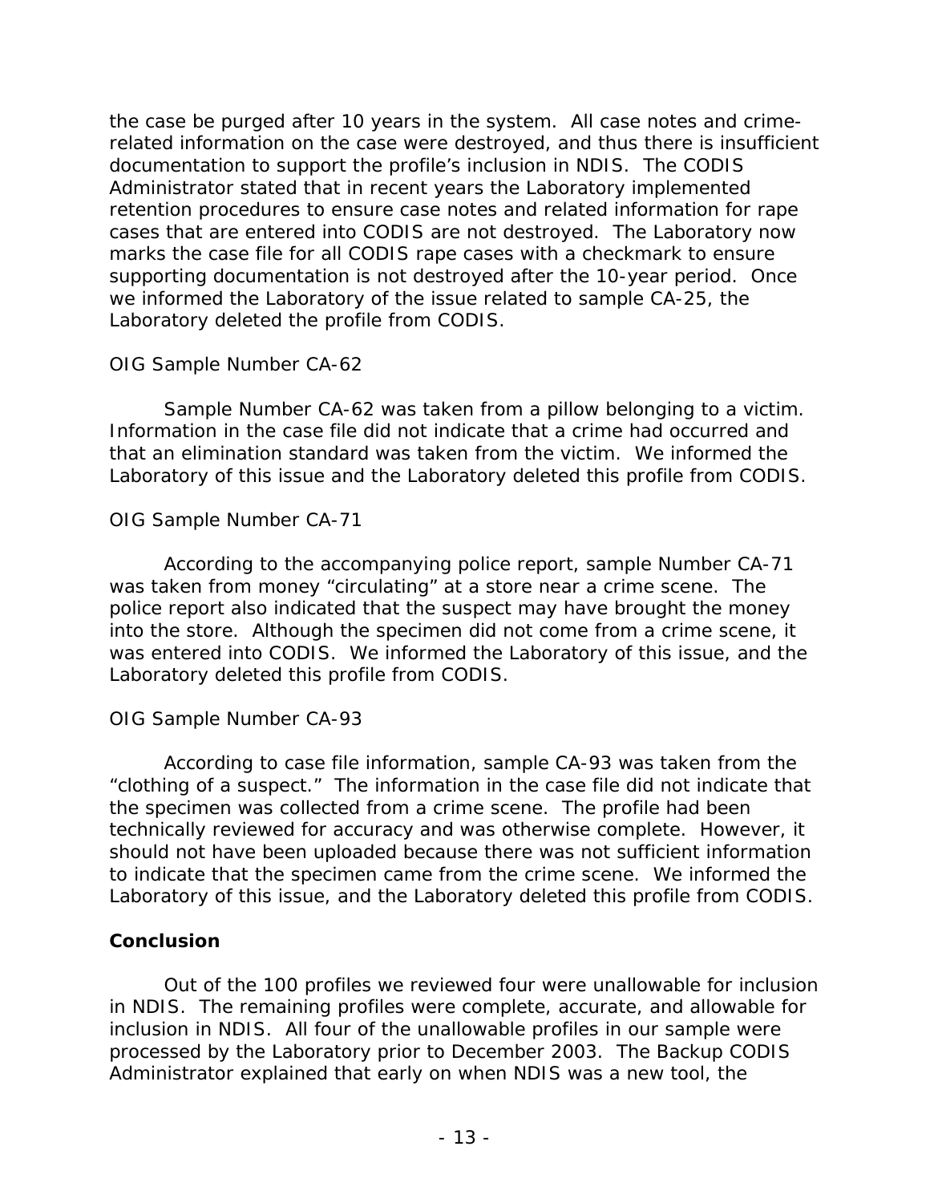the case be purged after 10 years in the system. All case notes and crime-related information on the case were destroyed, and thus there is insufficient documentation to support the profile's inclusion in NDIS. The CODIS Administrator stated that in recent years the Laboratory implemented retention procedures to ensure case notes and related information for rape cases that are entered into CODIS are not destroyed. The Laboratory now marks the case file for all CODIS rape cases with a checkmark to ensure supporting documentation is not destroyed after the 10-year period. Once we informed the Laboratory of the issue related to sample CA-25, the Laboratory deleted the profile from CODIS.

*OIG Sample Number CA-62*

Sample Number CA-62 was taken from a pillow belonging to a victim. Information in the case file did not indicate that a crime had occurred and that an elimination standard was taken from the victim. We informed the Laboratory of this issue and the Laboratory deleted this profile from CODIS.

*OIG Sample Number CA-71*

According to the accompanying police report, sample Number CA-71 was taken from money "circulating" at a store near a crime scene. The police report also indicated that the suspect may have brought the money into the store. Although the specimen did not come from a crime scene, it was entered into CODIS. We informed the Laboratory of this issue, and the Laboratory deleted this profile from CODIS.

*OIG Sample Number CA-93*

According to case file information, sample CA-93 was taken from the "clothing of a suspect." The information in the case file did not indicate that the specimen was collected from a crime scene. The profile had been technically reviewed for accuracy and was otherwise complete. However, it should not have been uploaded because there was not sufficient information to indicate that the specimen came from the crime scene. We informed the Laboratory of this issue, and the Laboratory deleted this profile from CODIS.

### Conclusion

Out of the 100 profiles we reviewed four were unallowable for inclusion in NDIS. The remaining profiles were complete, accurate, and allowable for inclusion in NDIS. All four of the unallowable profiles in our sample were processed by the Laboratory prior to December 2003. The Backup CODIS Administrator explained that early on when NDIS was a new tool, the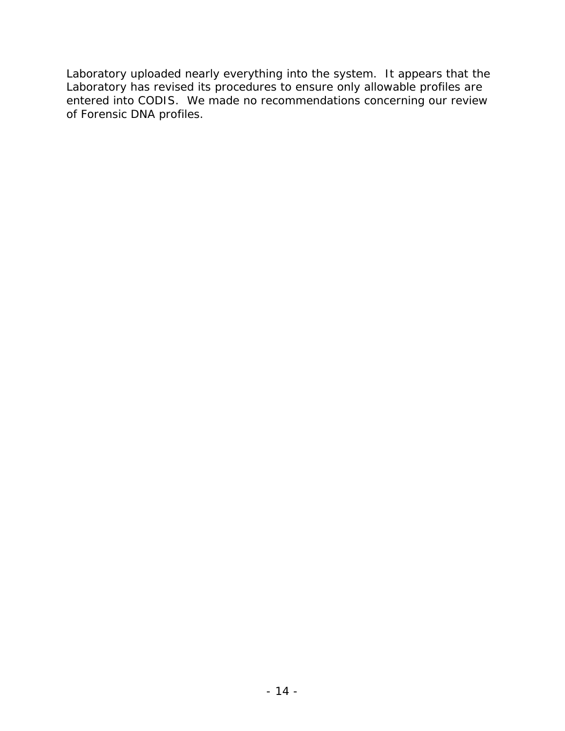Laboratory uploaded nearly everything into the system. It appears that the Laboratory has revised its procedures to ensure only allowable profiles are entered into CODIS. We made no recommendations concerning our review of Forensic DNA profiles.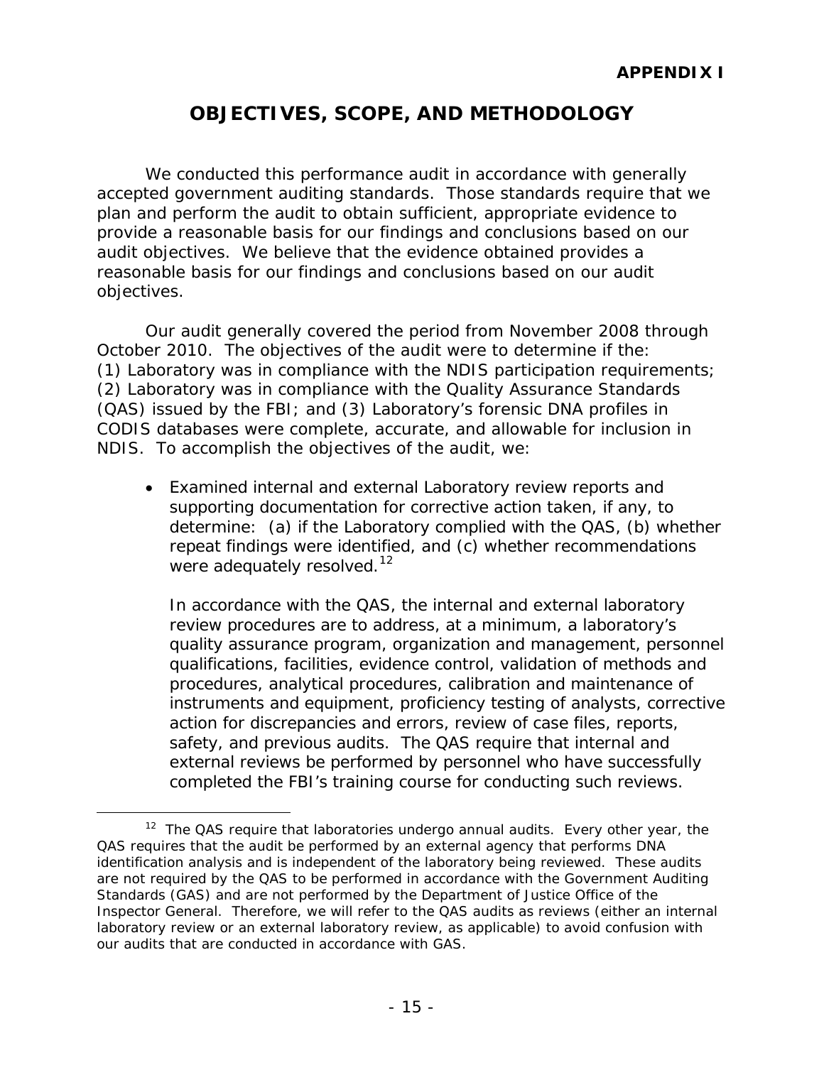**APPENDIX I**

# OBJECTIVES, SCOPE, AND METHODOLOGY

We conducted this performance audit in accordance with generally accepted government auditing standards. Those standards require that we plan and perform the audit to obtain sufficient, appropriate evidence to provide a reasonable basis for our findings and conclusions based on our audit objectives. We believe that the evidence obtained provides a reasonable basis for our findings and conclusions based on our audit objectives.

Our audit generally covered the period from November 2008 through October 2010. The objectives of the audit were to determine if the: (1) Laboratory was in compliance with the NDIS participation requirements; (2) Laboratory was in compliance with the Quality Assurance Standards (QAS) issued by the FBI; and (3) Laboratory's forensic DNA profiles in CODIS databases were complete, accurate, and allowable for inclusion in NDIS. To accomplish the objectives of the audit, we:

- Examined internal and external Laboratory review reports and supporting documentation for corrective action taken, if any, to determine: (a) if the Laboratory complied with the QAS, (b) whether repeat findings were identified, and (c) whether recommendations were adequately resolved.[12]

  In accordance with the QAS, the internal and external laboratory review procedures are to address, at a minimum, a laboratory's quality assurance program, organization and management, personnel qualifications, facilities, evidence control, validation of methods and procedures, analytical procedures, calibration and maintenance of instruments and equipment, proficiency testing of analysts, corrective action for discrepancies and errors, review of case files, reports, safety, and previous audits. The QAS require that internal and external reviews be performed by personnel who have successfully completed the FBI's training course for conducting such reviews.

---

[12] The QAS require that laboratories undergo annual audits. Every other year, the QAS requires that the audit be performed by an external agency that performs DNA identification analysis and is independent of the laboratory being reviewed. These audits are not required by the QAS to be performed in accordance with the Government Auditing Standards (GAS) and are not performed by the Department of Justice Office of the Inspector General. Therefore, we will refer to the QAS audits as reviews (either an internal laboratory review or an external laboratory review, as applicable) to avoid confusion with our audits that are conducted in accordance with GAS.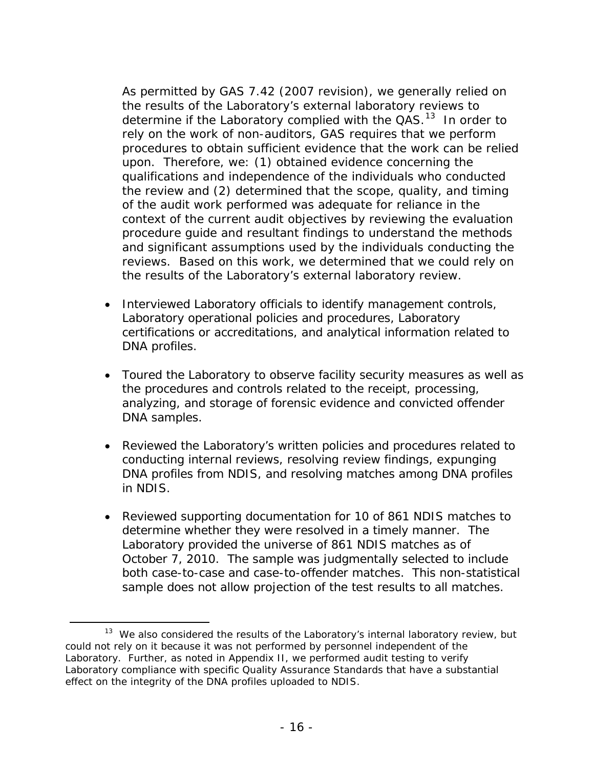As permitted by GAS 7.42 (2007 revision), we generally relied on the results of the Laboratory's external laboratory reviews to determine if the Laboratory complied with the QAS.[13] In order to rely on the work of non-auditors, GAS requires that we perform procedures to obtain sufficient evidence that the work can be relied upon. Therefore, we: (1) obtained evidence concerning the qualifications and independence of the individuals who conducted the review and (2) determined that the scope, quality, and timing of the audit work performed was adequate for reliance in the context of the current audit objectives by reviewing the evaluation procedure guide and resultant findings to understand the methods and significant assumptions used by the individuals conducting the reviews. Based on this work, we determined that we could rely on the results of the Laboratory's external laboratory review.

- Interviewed Laboratory officials to identify management controls, Laboratory operational policies and procedures, Laboratory certifications or accreditations, and analytical information related to DNA profiles.

- Toured the Laboratory to observe facility security measures as well as the procedures and controls related to the receipt, processing, analyzing, and storage of forensic evidence and convicted offender DNA samples.

- Reviewed the Laboratory's written policies and procedures related to conducting internal reviews, resolving review findings, expunging DNA profiles from NDIS, and resolving matches among DNA profiles in NDIS.

- Reviewed supporting documentation for 10 of 861 NDIS matches to determine whether they were resolved in a timely manner. The Laboratory provided the universe of 861 NDIS matches as of October 7, 2010. The sample was judgmentally selected to include both case-to-case and case-to-offender matches. This non-statistical sample does not allow projection of the test results to all matches.

---

[13] We also considered the results of the Laboratory's internal laboratory review, but could not rely on it because it was not performed by personnel independent of the Laboratory. Further, as noted in Appendix II, we performed audit testing to verify Laboratory compliance with specific Quality Assurance Standards that have a substantial effect on the integrity of the DNA profiles uploaded to NDIS.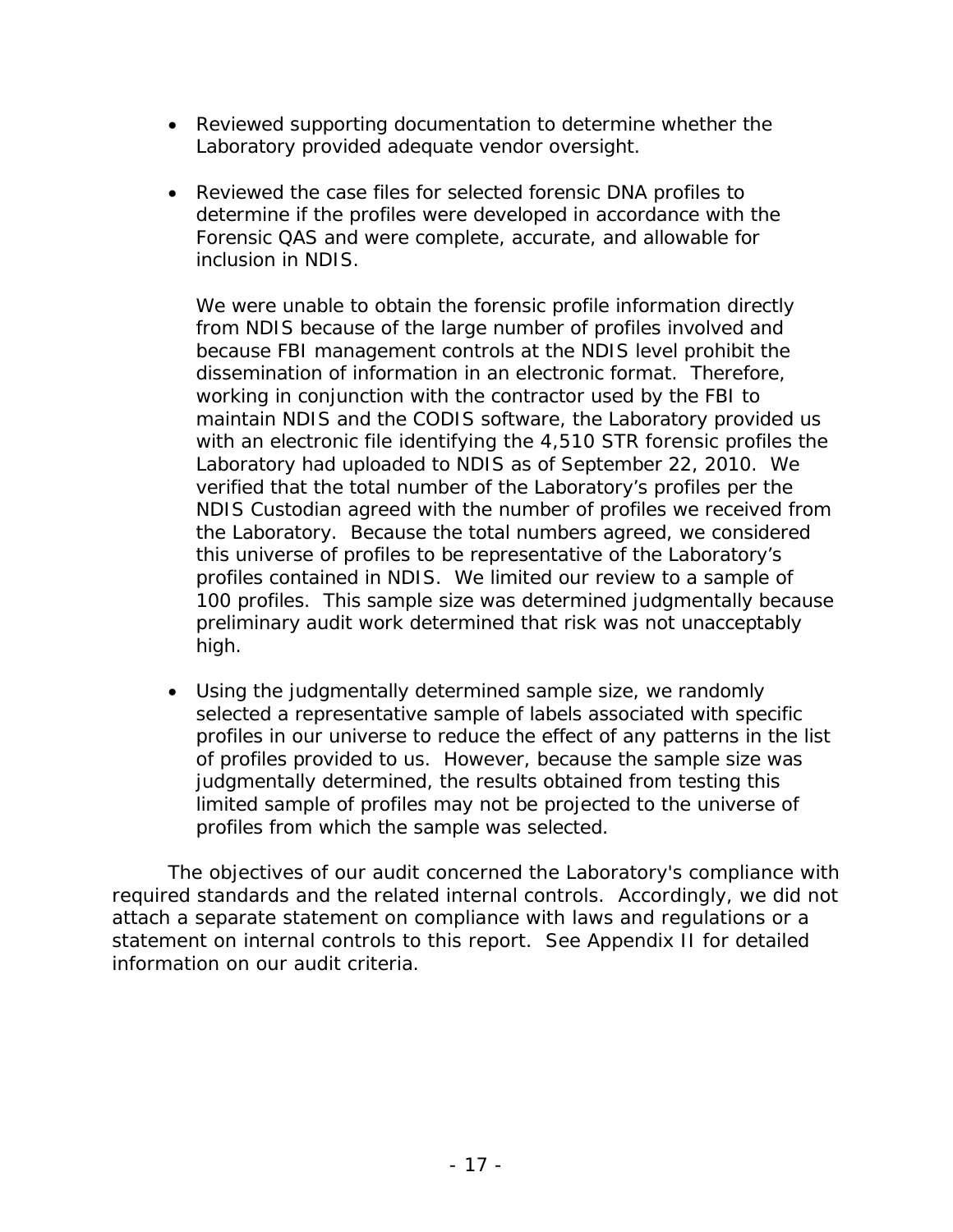- Reviewed supporting documentation to determine whether the Laboratory provided adequate vendor oversight.

- Reviewed the case files for selected forensic DNA profiles to determine if the profiles were developed in accordance with the Forensic QAS and were complete, accurate, and allowable for inclusion in NDIS.

  We were unable to obtain the forensic profile information directly from NDIS because of the large number of profiles involved and because FBI management controls at the NDIS level prohibit the dissemination of information in an electronic format. Therefore, working in conjunction with the contractor used by the FBI to maintain NDIS and the CODIS software, the Laboratory provided us with an electronic file identifying the 4,510 STR forensic profiles the Laboratory had uploaded to NDIS as of September 22, 2010. We verified that the total number of the Laboratory's profiles per the NDIS Custodian agreed with the number of profiles we received from the Laboratory. Because the total numbers agreed, we considered this universe of profiles to be representative of the Laboratory's profiles contained in NDIS. We limited our review to a sample of 100 profiles. This sample size was determined judgmentally because preliminary audit work determined that risk was not unacceptably high.

- Using the judgmentally determined sample size, we randomly selected a representative sample of labels associated with specific profiles in our universe to reduce the effect of any patterns in the list of profiles provided to us. However, because the sample size was judgmentally determined, the results obtained from testing this limited sample of profiles may not be projected to the universe of profiles from which the sample was selected.

The objectives of our audit concerned the Laboratory's compliance with required standards and the related internal controls. Accordingly, we did not attach a separate statement on compliance with laws and regulations or a statement on internal controls to this report. See Appendix II for detailed information on our audit criteria.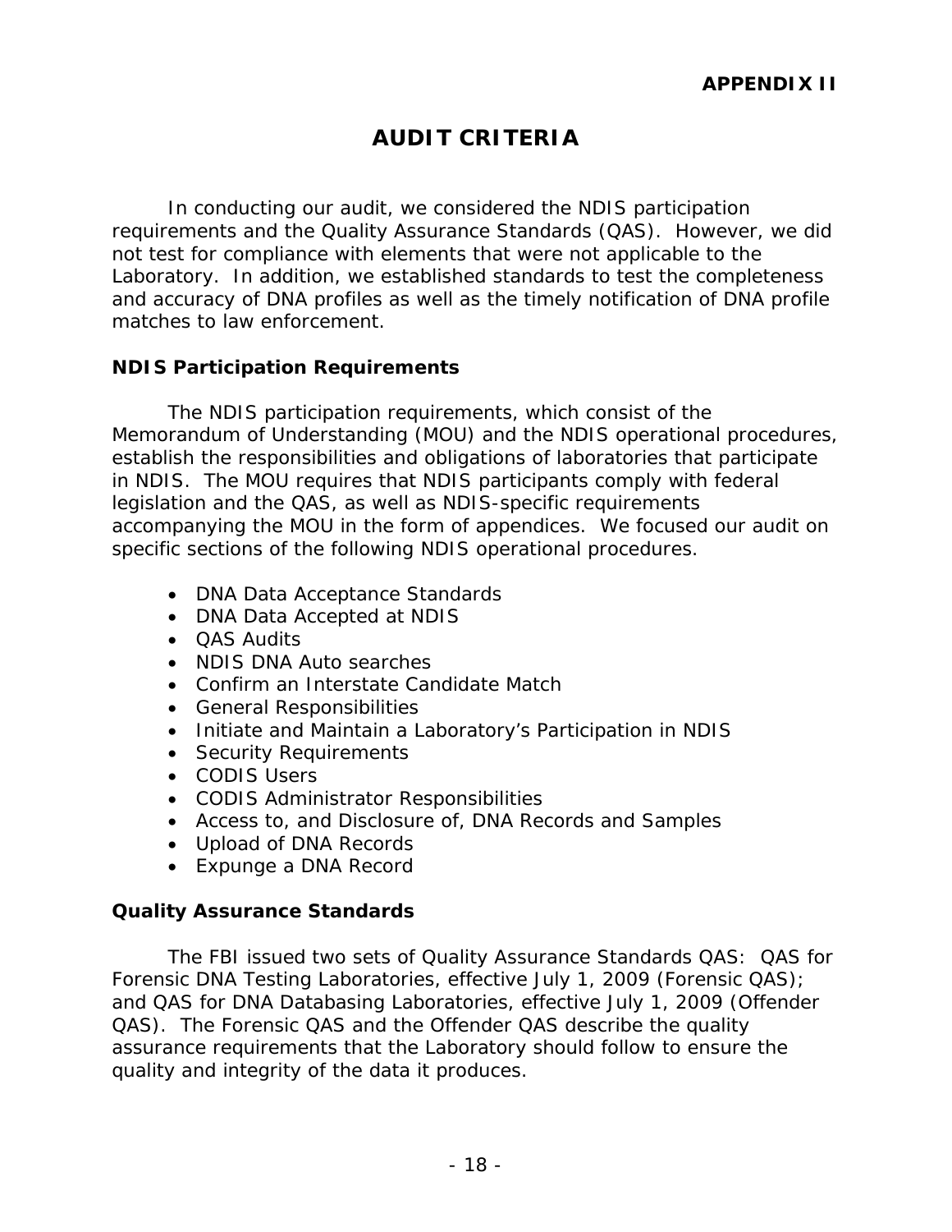**APPENDIX II**

# AUDIT CRITERIA

In conducting our audit, we considered the NDIS participation requirements and the Quality Assurance Standards (QAS). However, we did not test for compliance with elements that were not applicable to the Laboratory. In addition, we established standards to test the completeness and accuracy of DNA profiles as well as the timely notification of DNA profile matches to law enforcement.

### NDIS Participation Requirements

The NDIS participation requirements, which consist of the Memorandum of Understanding (MOU) and the NDIS operational procedures, establish the responsibilities and obligations of laboratories that participate in NDIS. The MOU requires that NDIS participants comply with federal legislation and the QAS, as well as NDIS-specific requirements accompanying the MOU in the form of appendices. We focused our audit on specific sections of the following NDIS operational procedures.

- DNA Data Acceptance Standards
- DNA Data Accepted at NDIS
- QAS Audits
- NDIS DNA Auto searches
- Confirm an Interstate Candidate Match
- General Responsibilities
- Initiate and Maintain a Laboratory's Participation in NDIS
- Security Requirements
- CODIS Users
- CODIS Administrator Responsibilities
- Access to, and Disclosure of, DNA Records and Samples
- Upload of DNA Records
- Expunge a DNA Record

### Quality Assurance Standards

The FBI issued two sets of Quality Assurance Standards QAS: QAS for Forensic DNA Testing Laboratories, effective July 1, 2009 (Forensic QAS); and QAS for DNA Databasing Laboratories, effective July 1, 2009 (Offender QAS). The Forensic QAS and the Offender QAS describe the quality assurance requirements that the Laboratory should follow to ensure the quality and integrity of the data it produces.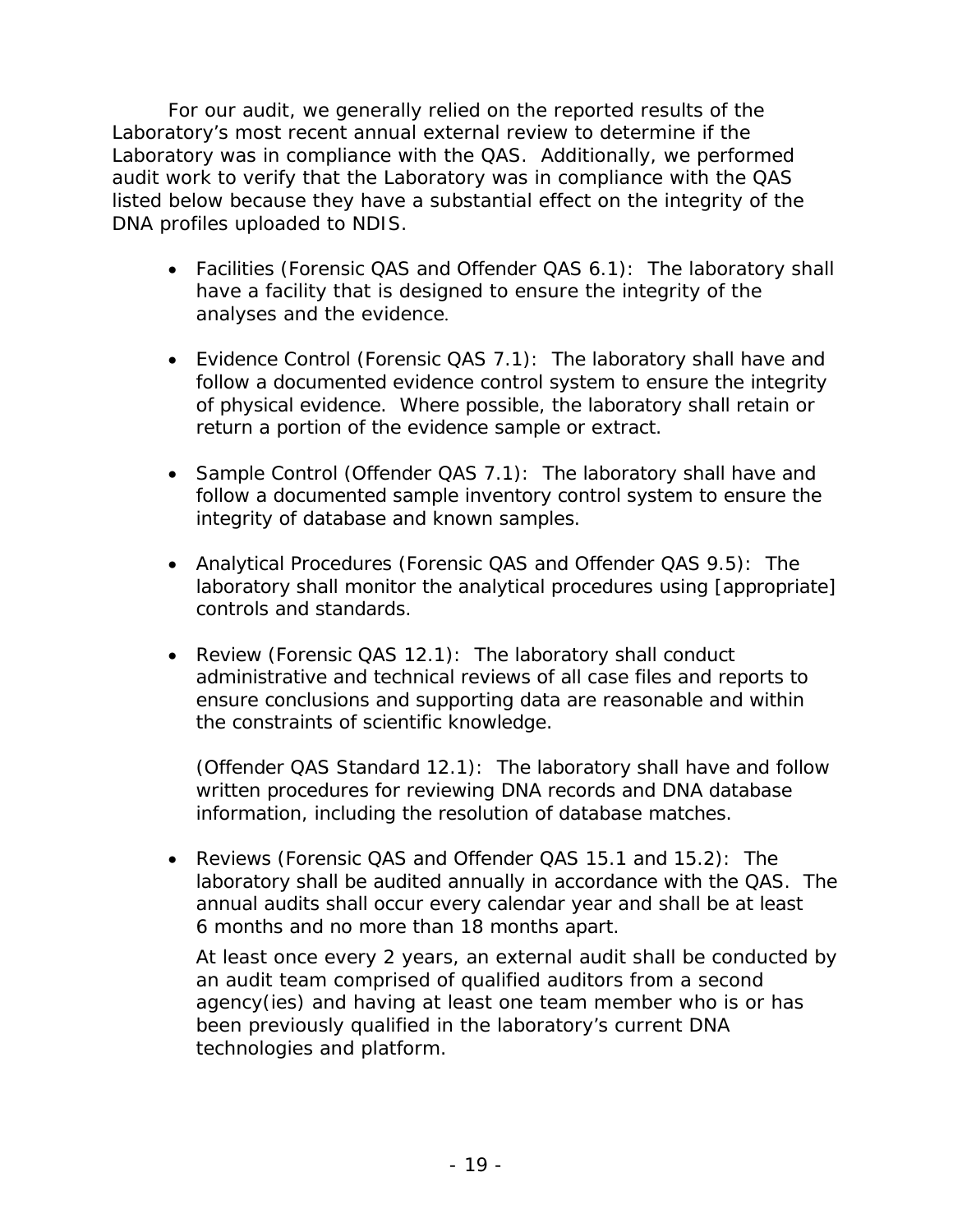For our audit, we generally relied on the reported results of the Laboratory's most recent annual external review to determine if the Laboratory was in compliance with the QAS. Additionally, we performed audit work to verify that the Laboratory was in compliance with the QAS listed below because they have a substantial effect on the integrity of the DNA profiles uploaded to NDIS.

- Facilities (Forensic QAS and Offender QAS 6.1): The laboratory shall have a facility that is designed to ensure the integrity of the analyses and the evidence.

- Evidence Control (Forensic QAS 7.1): The laboratory shall have and follow a documented evidence control system to ensure the integrity of physical evidence. Where possible, the laboratory shall retain or return a portion of the evidence sample or extract.

- Sample Control (Offender QAS 7.1): The laboratory shall have and follow a documented sample inventory control system to ensure the integrity of database and known samples.

- Analytical Procedures (Forensic QAS and Offender QAS 9.5): The laboratory shall monitor the analytical procedures using [appropriate] controls and standards.

- Review (Forensic QAS 12.1): The laboratory shall conduct administrative and technical reviews of all case files and reports to ensure conclusions and supporting data are reasonable and within the constraints of scientific knowledge.

  (Offender QAS Standard 12.1): The laboratory shall have and follow written procedures for reviewing DNA records and DNA database information, including the resolution of database matches.

- Reviews (Forensic QAS and Offender QAS 15.1 and 15.2): The laboratory shall be audited annually in accordance with the QAS. The annual audits shall occur every calendar year and shall be at least 6 months and no more than 18 months apart.

  At least once every 2 years, an external audit shall be conducted by an audit team comprised of qualified auditors from a second agency(ies) and having at least one team member who is or has been previously qualified in the laboratory's current DNA technologies and platform.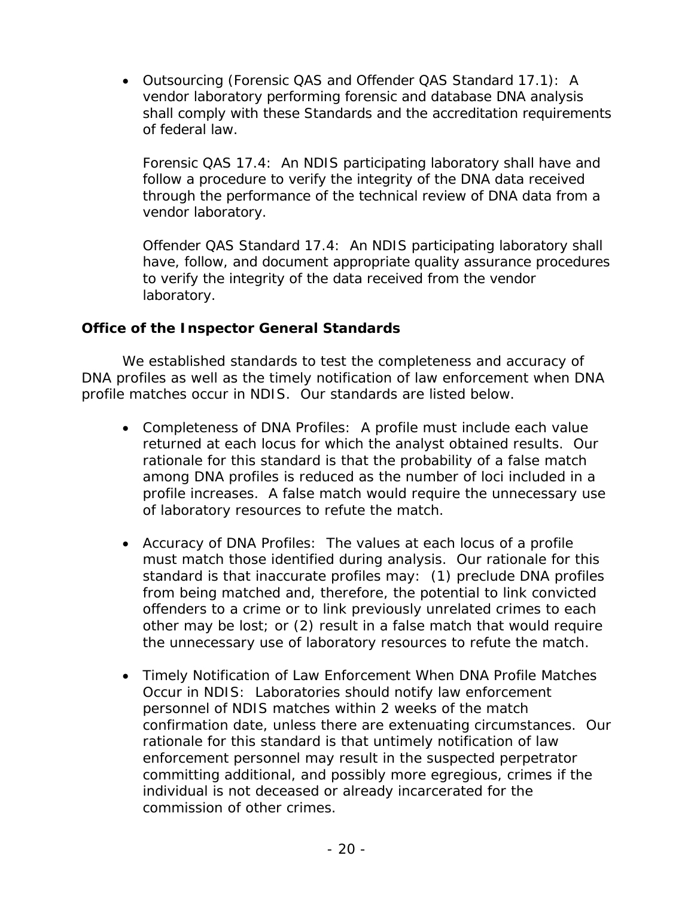- Outsourcing (Forensic QAS and Offender QAS Standard 17.1): A vendor laboratory performing forensic and database DNA analysis shall comply with these Standards and the accreditation requirements of federal law.

  Forensic QAS 17.4: An NDIS participating laboratory shall have and follow a procedure to verify the integrity of the DNA data received through the performance of the technical review of DNA data from a vendor laboratory.

  Offender QAS Standard 17.4: An NDIS participating laboratory shall have, follow, and document appropriate quality assurance procedures to verify the integrity of the data received from the vendor laboratory.

### Office of the Inspector General Standards

We established standards to test the completeness and accuracy of DNA profiles as well as the timely notification of law enforcement when DNA profile matches occur in NDIS. Our standards are listed below.

- Completeness of DNA Profiles: A profile must include each value returned at each locus for which the analyst obtained results. Our rationale for this standard is that the probability of a false match among DNA profiles is reduced as the number of loci included in a profile increases. A false match would require the unnecessary use of laboratory resources to refute the match.

- Accuracy of DNA Profiles: The values at each locus of a profile must match those identified during analysis. Our rationale for this standard is that inaccurate profiles may: (1) preclude DNA profiles from being matched and, therefore, the potential to link convicted offenders to a crime or to link previously unrelated crimes to each other may be lost; or (2) result in a false match that would require the unnecessary use of laboratory resources to refute the match.

- Timely Notification of Law Enforcement When DNA Profile Matches Occur in NDIS: Laboratories should notify law enforcement personnel of NDIS matches within 2 weeks of the match confirmation date, unless there are extenuating circumstances. Our rationale for this standard is that untimely notification of law enforcement personnel may result in the suspected perpetrator committing additional, and possibly more egregious, crimes if the individual is not deceased or already incarcerated for the commission of other crimes.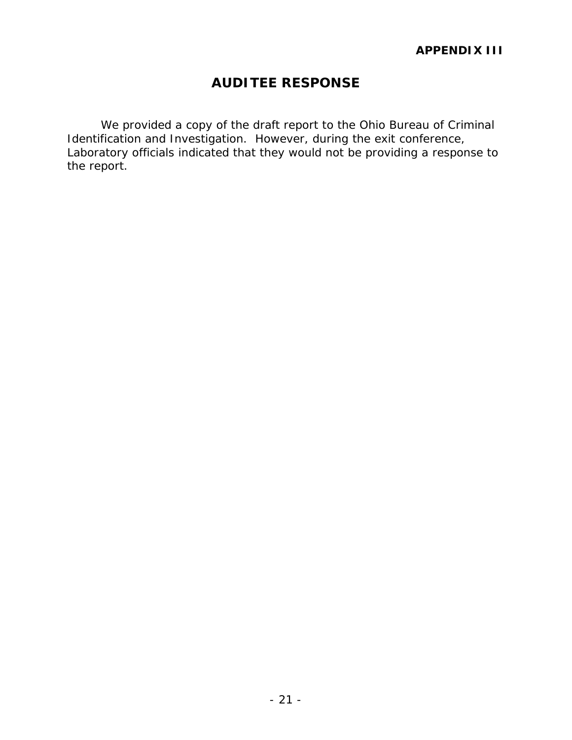**APPENDIX III**

# AUDITEE RESPONSE

We provided a copy of the draft report to the Ohio Bureau of Criminal Identification and Investigation. However, during the exit conference, Laboratory officials indicated that they would not be providing a response to the report.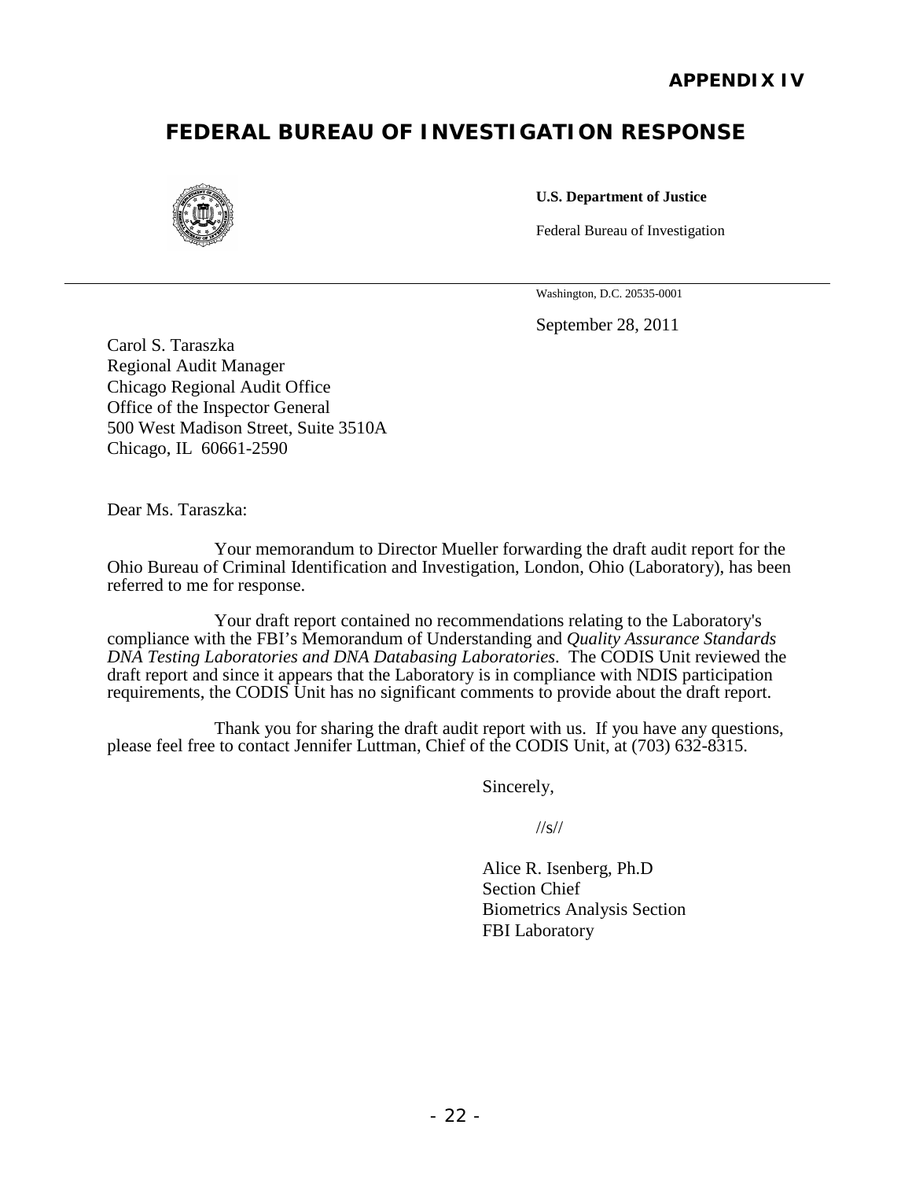## APPENDIX IV

# FEDERAL BUREAU OF INVESTIGATION RESPONSE

**U.S. Department of Justice**

Federal Bureau of Investigation

Washington, D.C. 20535-0001

September 28, 2011

Carol S. Taraszka
Regional Audit Manager
Chicago Regional Audit Office
Office of the Inspector General
500 West Madison Street, Suite 3510A
Chicago, IL 60661-2590

Dear Ms. Taraszka:

Your memorandum to Director Mueller forwarding the draft audit report for the Ohio Bureau of Criminal Identification and Investigation, London, Ohio (Laboratory), has been referred to me for response.

Your draft report contained no recommendations relating to the Laboratory's compliance with the FBI's Memorandum of Understanding and *Quality Assurance Standards DNA Testing Laboratories and DNA Databasing Laboratories*. The CODIS Unit reviewed the draft report and since it appears that the Laboratory is in compliance with NDIS participation requirements, the CODIS Unit has no significant comments to provide about the draft report.

Thank you for sharing the draft audit report with us. If you have any questions, please feel free to contact Jennifer Luttman, Chief of the CODIS Unit, at (703) 632-8315.

Sincerely,

//s//

Alice R. Isenberg, Ph.D
Section Chief
Biometrics Analysis Section
FBI Laboratory